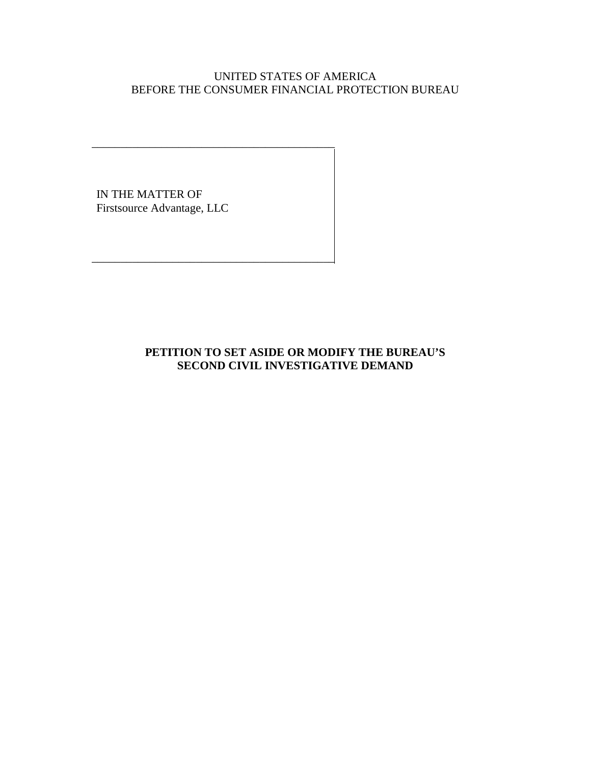UNITED STATES OF AMERICA
BEFORE THE CONSUMER FINANCIAL PROTECTION BUREAU

IN THE MATTER OF
Firstsource Advantage, LLC

**PETITION TO SET ASIDE OR MODIFY THE BUREAU'S SECOND CIVIL INVESTIGATIVE DEMAND**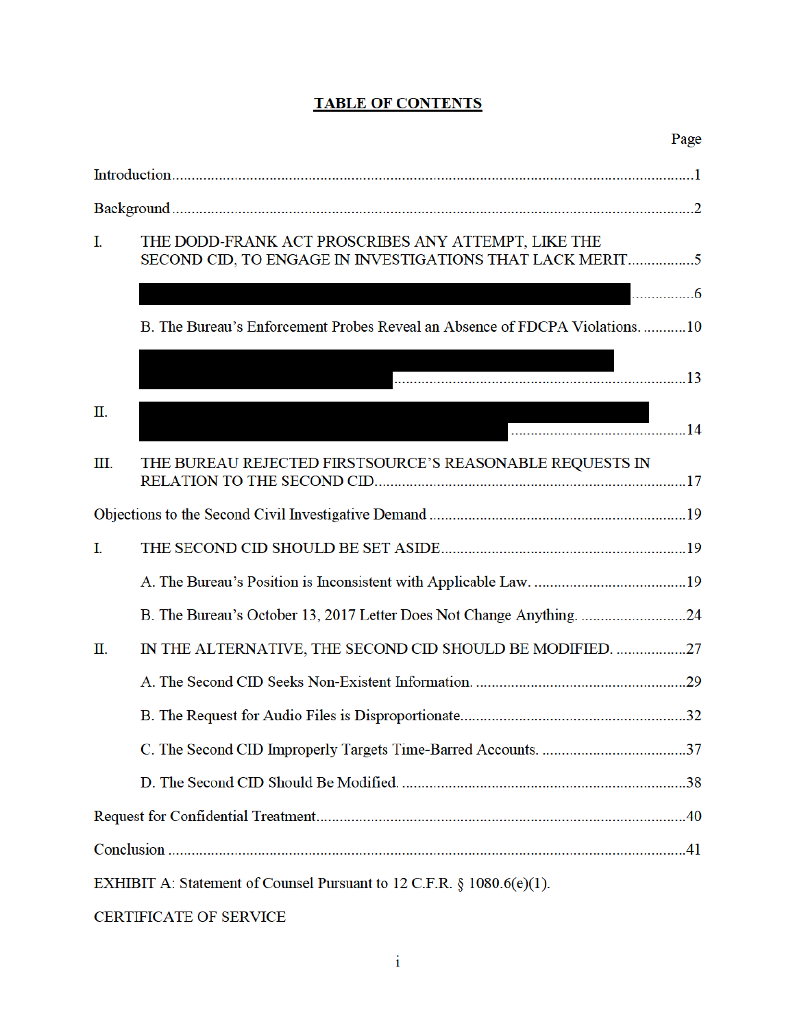# TABLE OF CONTENTS

| | Page |
|---|---|
| Introduction | 1 |
| Background | 2 |
| I. THE DODD-FRANK ACT PROSCRIBES ANY ATTEMPT, LIKE THE SECOND CID, TO ENGAGE IN INVESTIGATIONS THAT LACK MERIT | 5 |
| [REDACTED] | 6 |
| B. The Bureau's Enforcement Probes Reveal an Absence of FDCPA Violations. | 10 |
| [REDACTED] | 13 |
| II. [REDACTED] | 14 |
| III. THE BUREAU REJECTED FIRSTSOURCE'S REASONABLE REQUESTS IN RELATION TO THE SECOND CID | 17 |
| Objections to the Second Civil Investigative Demand | 19 |
| I. THE SECOND CID SHOULD BE SET ASIDE | 19 |
| A. The Bureau's Position is Inconsistent with Applicable Law. | 19 |
| B. The Bureau's October 13, 2017 Letter Does Not Change Anything. | 24 |
| II. IN THE ALTERNATIVE, THE SECOND CID SHOULD BE MODIFIED. | 27 |
| A. The Second CID Seeks Non-Existent Information. | 29 |
| B. The Request for Audio Files is Disproportionate | 32 |
| C. The Second CID Improperly Targets Time-Barred Accounts. | 37 |
| D. The Second CID Should Be Modified. | 38 |
| Request for Confidential Treatment | 40 |
| Conclusion | 41 |

EXHIBIT A: Statement of Counsel Pursuant to 12 C.F.R. § 1080.6(e)(1).

CERTIFICATE OF SERVICE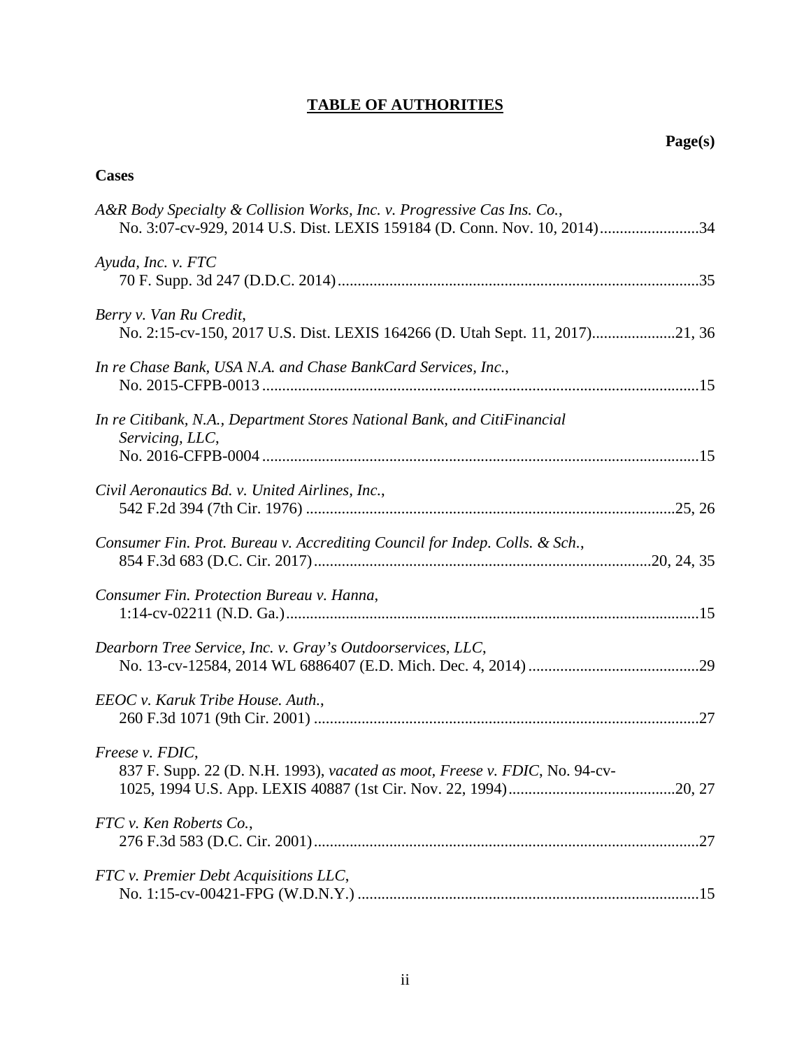# TABLE OF AUTHORITIES

**Page(s)**

**Cases**

*A&R Body Specialty & Collision Works, Inc. v. Progressive Cas Ins. Co.*,
No. 3:07-cv-929, 2014 U.S. Dist. LEXIS 159184 (D. Conn. Nov. 10, 2014)........................34

*Ayuda, Inc. v. FTC*
70 F. Supp. 3d 247 (D.D.C. 2014)..........................................................................................35

*Berry v. Van Ru Credit*,
No. 2:15-cv-150, 2017 U.S. Dist. LEXIS 164266 (D. Utah Sept. 11, 2017)....................21, 36

*In re Chase Bank, USA N.A. and Chase BankCard Services, Inc.*,
No. 2015-CFPB-0013 .............................................................................................................15

*In re Citibank, N.A., Department Stores National Bank, and CitiFinancial Servicing, LLC*,
No. 2016-CFPB-0004 .............................................................................................................15

*Civil Aeronautics Bd. v. United Airlines, Inc.*,
542 F.2d 394 (7th Cir. 1976) ............................................................................................25, 26

*Consumer Fin. Prot. Bureau v. Accrediting Council for Indep. Colls. & Sch.*,
854 F.3d 683 (D.C. Cir. 2017)...................................................................................20, 24, 35

*Consumer Fin. Protection Bureau v. Hanna*,
1:14-cv-02211 (N.D. Ga.).......................................................................................................15

*Dearborn Tree Service, Inc. v. Gray's Outdoorservices, LLC*,
No. 13-cv-12584, 2014 WL 6886407 (E.D. Mich. Dec. 4, 2014)..........................................29

*EEOC v. Karuk Tribe House. Auth.*,
260 F.3d 1071 (9th Cir. 2001) ................................................................................................27

*Freese v. FDIC*,
837 F. Supp. 22 (D. N.H. 1993), *vacated as moot*, *Freese v. FDIC*, No. 94-cv-1025, 1994 U.S. App. LEXIS 40887 (1st Cir. Nov. 22, 1994)..........................................20, 27

*FTC v. Ken Roberts Co.*,
276 F.3d 583 (D.C. Cir. 2001)................................................................................................27

*FTC v. Premier Debt Acquisitions LLC*,
No. 1:15-cv-00421-FPG (W.D.N.Y.) .....................................................................................15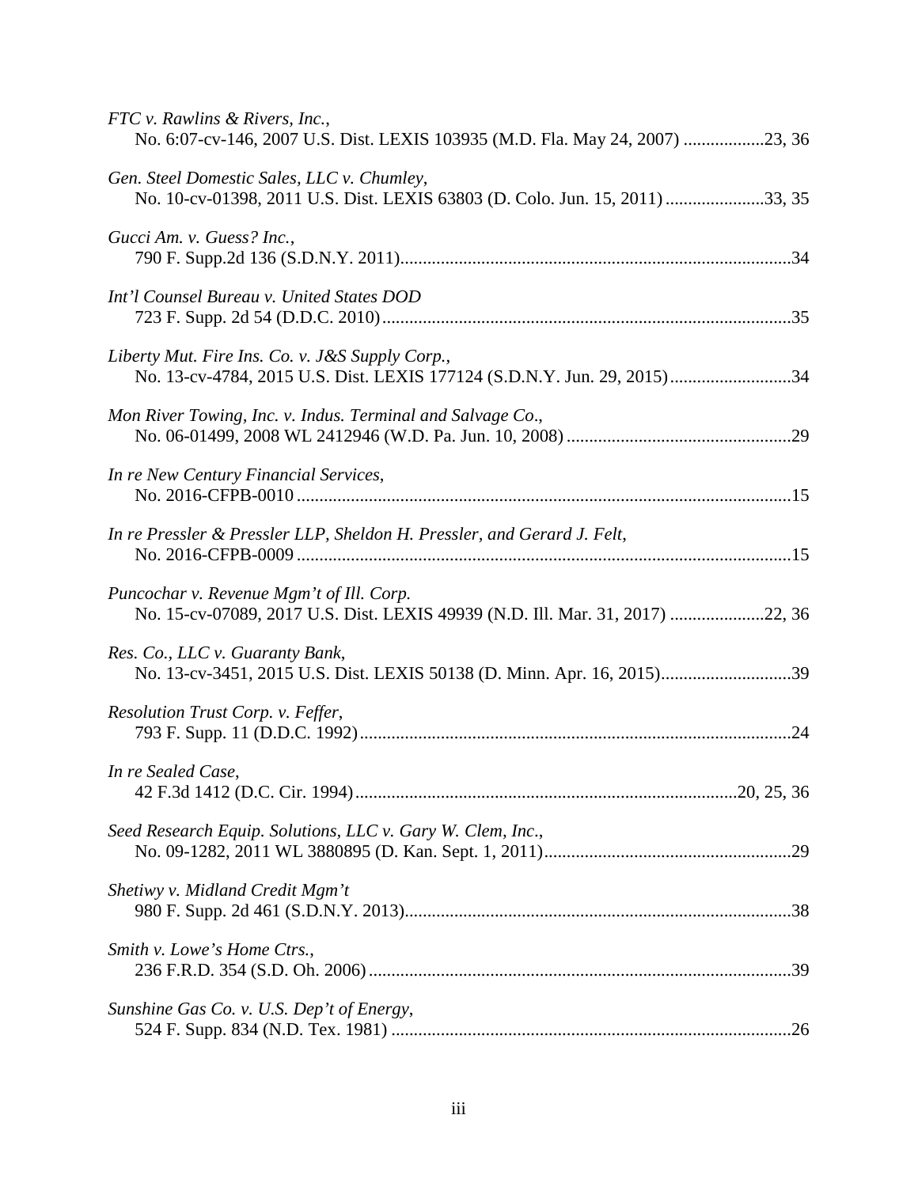*FTC v. Rawlins & Rivers, Inc.*,
No. 6:07-cv-146, 2007 U.S. Dist. LEXIS 103935 (M.D. Fla. May 24, 2007) ..................23, 36

*Gen. Steel Domestic Sales, LLC v. Chumley*,
No. 10-cv-01398, 2011 U.S. Dist. LEXIS 63803 (D. Colo. Jun. 15, 2011) ......................33, 35

*Gucci Am. v. Guess? Inc.*,
790 F. Supp.2d 136 (S.D.N.Y. 2011).......................................................................................34

*Int'l Counsel Bureau v. United States DOD*
723 F. Supp. 2d 54 (D.D.C. 2010)...........................................................................................35

*Liberty Mut. Fire Ins. Co. v. J&S Supply Corp.*,
No. 13-cv-4784, 2015 U.S. Dist. LEXIS 177124 (S.D.N.Y. Jun. 29, 2015)...........................34

*Mon River Towing, Inc. v. Indus. Terminal and Salvage Co.*,
No. 06-01499, 2008 WL 2412946 (W.D. Pa. Jun. 10, 2008) ..................................................29

*In re New Century Financial Services*,
No. 2016-CFPB-0010 .............................................................................................................15

*In re Pressler & Pressler LLP, Sheldon H. Pressler, and Gerard J. Felt*,
No. 2016-CFPB-0009 .............................................................................................................15

*Puncochar v. Revenue Mgm't of Ill. Corp.*
No. 15-cv-07089, 2017 U.S. Dist. LEXIS 49939 (N.D. Ill. Mar. 31, 2017) .....................22, 36

*Res. Co., LLC v. Guaranty Bank*,
No. 13-cv-3451, 2015 U.S. Dist. LEXIS 50138 (D. Minn. Apr. 16, 2015).............................39

*Resolution Trust Corp. v. Feffer*,
793 F. Supp. 11 (D.D.C. 1992)................................................................................................24

*In re Sealed Case*,
42 F.3d 1412 (D.C. Cir. 1994)....................................................................................20, 25, 36

*Seed Research Equip. Solutions, LLC v. Gary W. Clem, Inc.*,
No. 09-1282, 2011 WL 3880895 (D. Kan. Sept. 1, 2011).......................................................29

*Shetiwy v. Midland Credit Mgm't*
980 F. Supp. 2d 461 (S.D.N.Y. 2013)......................................................................................38

*Smith v. Lowe's Home Ctrs.*,
236 F.R.D. 354 (S.D. Oh. 2006) ..............................................................................................39

*Sunshine Gas Co. v. U.S. Dep't of Energy*,
524 F. Supp. 834 (N.D. Tex. 1981) .........................................................................................26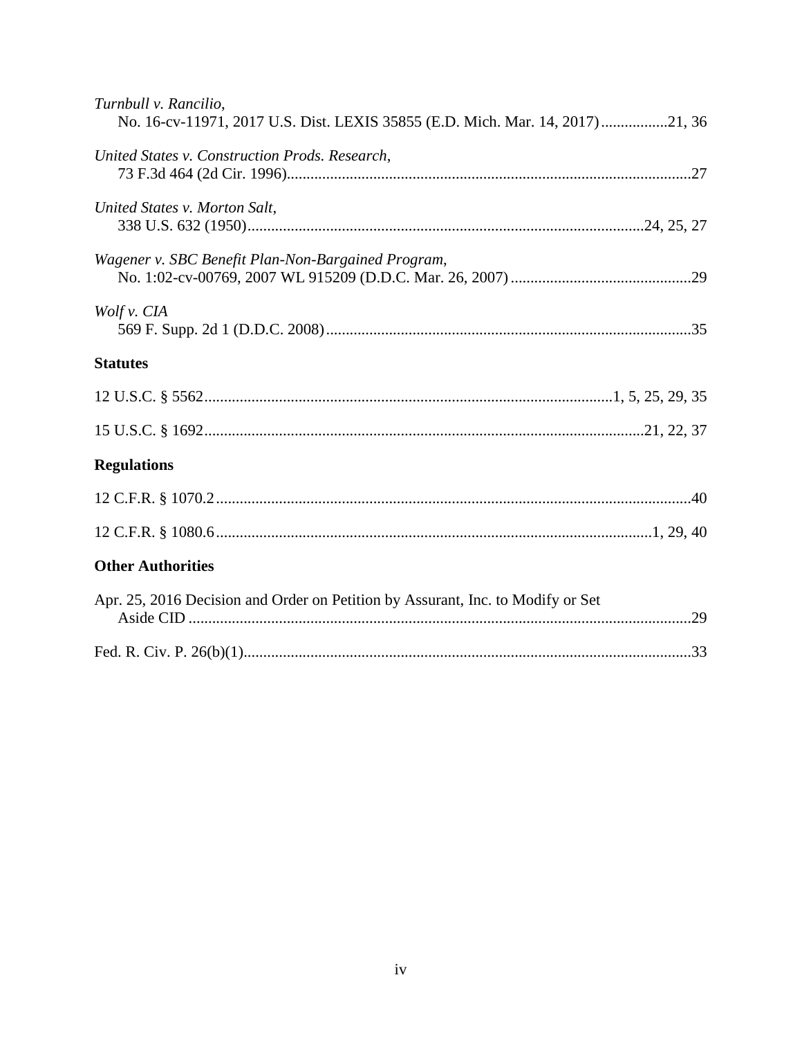*Turnbull v. Rancilio*,
No. 16-cv-11971, 2017 U.S. Dist. LEXIS 35855 (E.D. Mich. Mar. 14, 2017) ................. 21, 36

*United States v. Construction Prods. Research*,
73 F.3d 464 (2d Cir. 1996) ................................................................................................ 27

*United States v. Morton Salt*,
338 U.S. 632 (1950) .................................................................................................. 24, 25, 27

*Wagener v. SBC Benefit Plan-Non-Bargained Program*,
No. 1:02-cv-00769, 2007 WL 915209 (D.D.C. Mar. 26, 2007) ............................................ 29

*Wolf v. CIA*
569 F. Supp. 2d 1 (D.D.C. 2008) ......................................................................................... 35

**Statutes**

12 U.S.C. § 5562 ...................................................................................................... 1, 5, 25, 29, 35

15 U.S.C. § 1692 ............................................................................................................. 21, 22, 37

**Regulations**

12 C.F.R. § 1070.2 ........................................................................................................................ 40

12 C.F.R. § 1080.6 ............................................................................................................ 1, 29, 40

**Other Authorities**

Apr. 25, 2016 Decision and Order on Petition by Assurant, Inc. to Modify or Set
Aside CID ............................................................................................................................... 29

Fed. R. Civ. P. 26(b)(1) ................................................................................................................. 33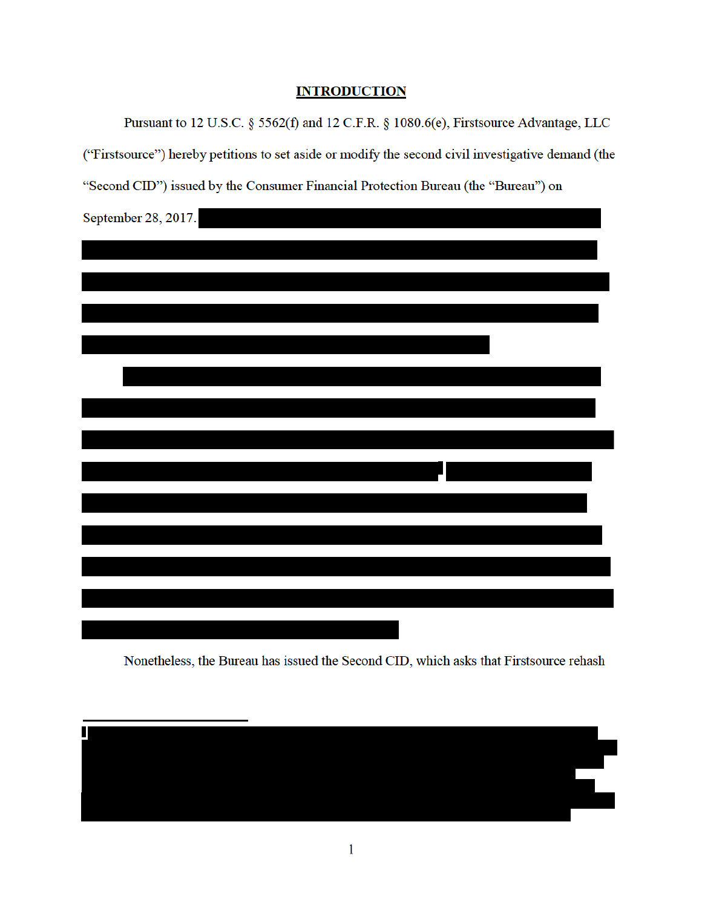## INTRODUCTION

Pursuant to 12 U.S.C. § 5562(f) and 12 C.F.R. § 1080.6(e), Firstsource Advantage, LLC ("Firstsource") hereby petitions to set aside or modify the second civil investigative demand (the "Second CID") issued by the Consumer Financial Protection Bureau (the "Bureau") on September 28, 2017.

Nonetheless, the Bureau has issued the Second CID, which asks that Firstsource rehash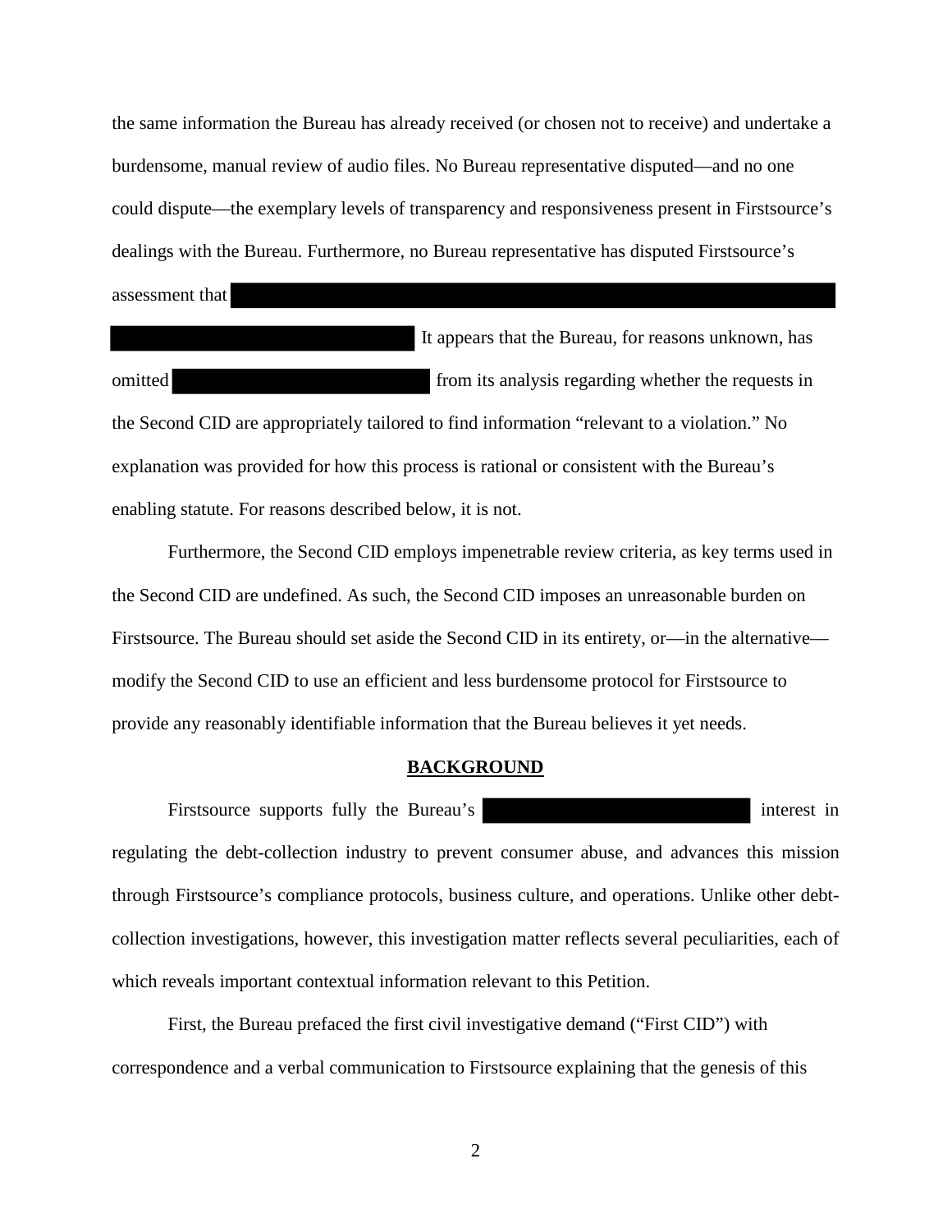the same information the Bureau has already received (or chosen not to receive) and undertake a burdensome, manual review of audio files. No Bureau representative disputed—and no one could dispute—the exemplary levels of transparency and responsiveness present in Firstsource's dealings with the Bureau. Furthermore, no Bureau representative has disputed Firstsource's assessment that [REDACTED] It appears that the Bureau, for reasons unknown, has omitted [REDACTED] from its analysis regarding whether the requests in the Second CID are appropriately tailored to find information "relevant to a violation." No explanation was provided for how this process is rational or consistent with the Bureau's enabling statute. For reasons described below, it is not.

Furthermore, the Second CID employs impenetrable review criteria, as key terms used in the Second CID are undefined. As such, the Second CID imposes an unreasonable burden on Firstsource. The Bureau should set aside the Second CID in its entirety, or—in the alternative—modify the Second CID to use an efficient and less burdensome protocol for Firstsource to provide any reasonably identifiable information that the Bureau believes it yet needs.

## BACKGROUND

Firstsource supports fully the Bureau's [REDACTED] interest in regulating the debt-collection industry to prevent consumer abuse, and advances this mission through Firstsource's compliance protocols, business culture, and operations. Unlike other debt-collection investigations, however, this investigation matter reflects several peculiarities, each of which reveals important contextual information relevant to this Petition.

First, the Bureau prefaced the first civil investigative demand ("First CID") with correspondence and a verbal communication to Firstsource explaining that the genesis of this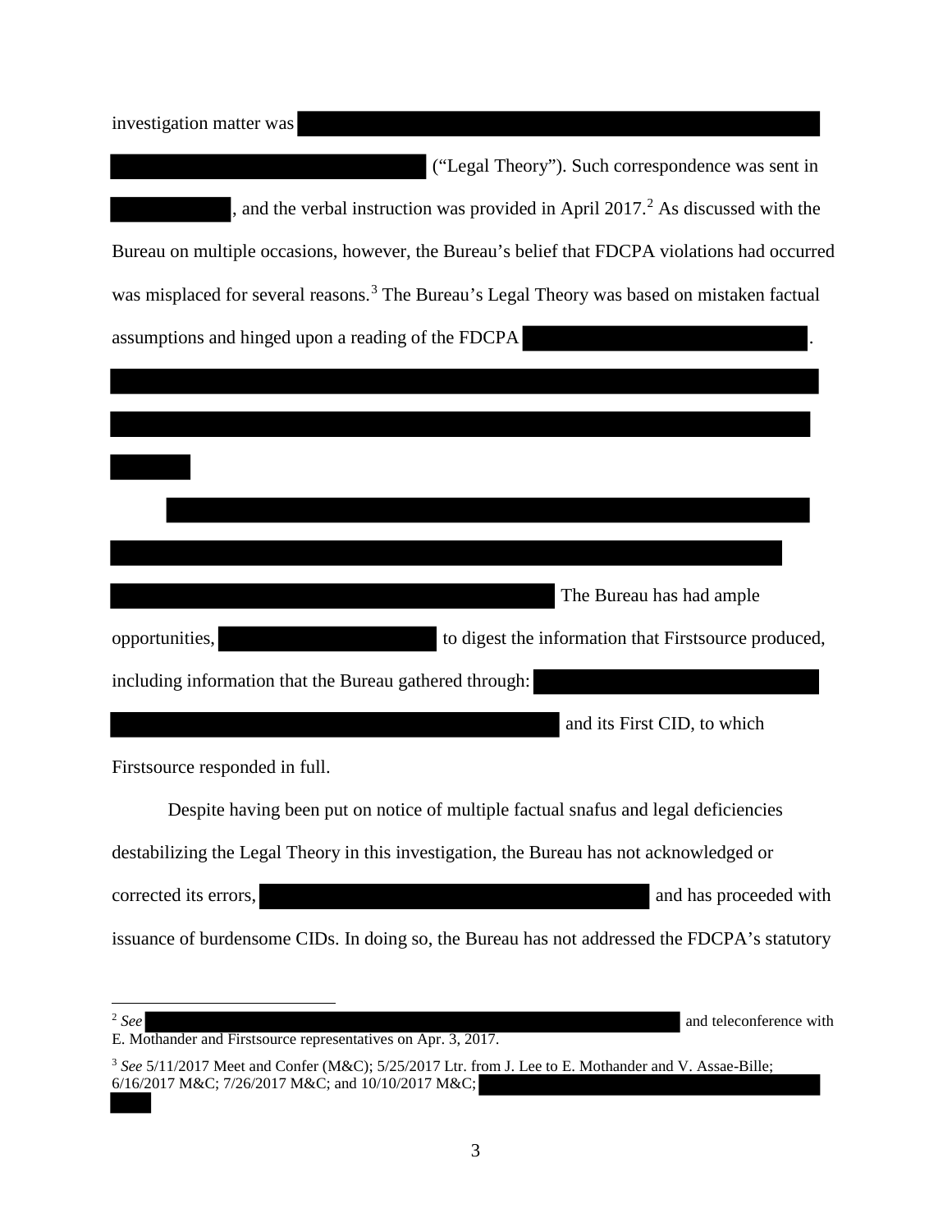investigation matter was ("Legal Theory"). Such correspondence was sent in , and the verbal instruction was provided in April 2017.[2] As discussed with the Bureau on multiple occasions, however, the Bureau's belief that FDCPA violations had occurred was misplaced for several reasons.[3] The Bureau's Legal Theory was based on mistaken factual assumptions and hinged upon a reading of the FDCPA .

The Bureau has had ample opportunities, to digest the information that Firstsource produced, including information that the Bureau gathered through: and its First CID, to which Firstsource responded in full.

Despite having been put on notice of multiple factual snafus and legal deficiencies destabilizing the Legal Theory in this investigation, the Bureau has not acknowledged or corrected its errors, and has proceeded with issuance of burdensome CIDs. In doing so, the Bureau has not addressed the FDCPA's statutory

---

[2] *See* and teleconference with E. Mothander and Firstsource representatives on Apr. 3, 2017.

[3] *See* 5/11/2017 Meet and Confer (M&C); 5/25/2017 Ltr. from J. Lee to E. Mothander and V. Assae-Bille; 6/16/2017 M&C; 7/26/2017 M&C; and 10/10/2017 M&C;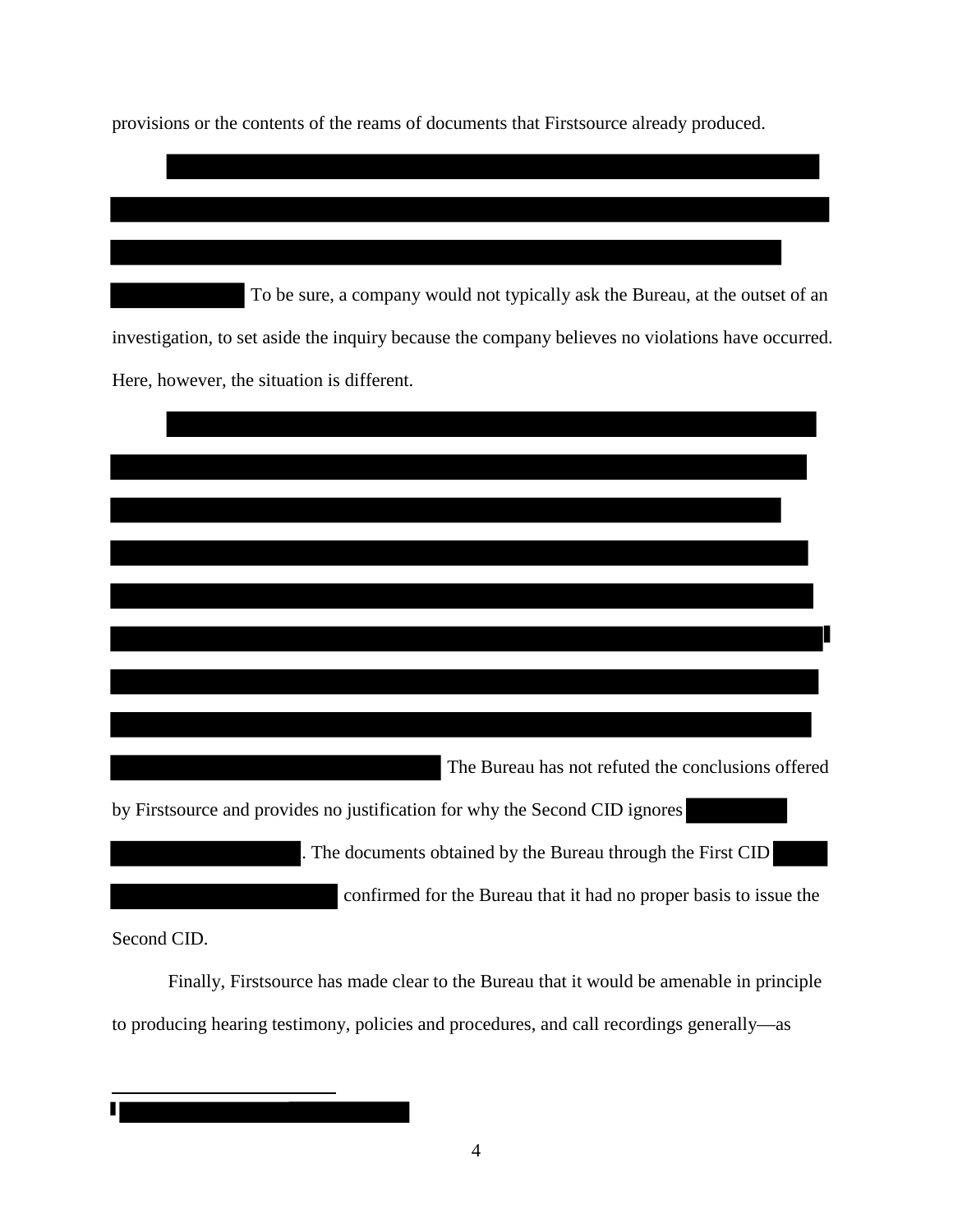provisions or the contents of the reams of documents that Firstsource already produced.

████████████████████████████████████████████████████████████████████████████████████████████████████████████████████████████████████ To be sure, a company would not typically ask the Bureau, at the outset of an investigation, to set aside the inquiry because the company believes no violations have occurred. Here, however, the situation is different.

████████████████████████████████████████████████████████████████████████████████████████████████████████████████████████████████████████████████████████████████████████████████████████████████ The Bureau has not refuted the conclusions offered by Firstsource and provides no justification for why the Second CID ignores ████████████████. The documents obtained by the Bureau through the First CID ████████████ confirmed for the Bureau that it had no proper basis to issue the Second CID.

Finally, Firstsource has made clear to the Bureau that it would be amenable in principle to producing hearing testimony, policies and procedures, and call recordings generally—as

████████████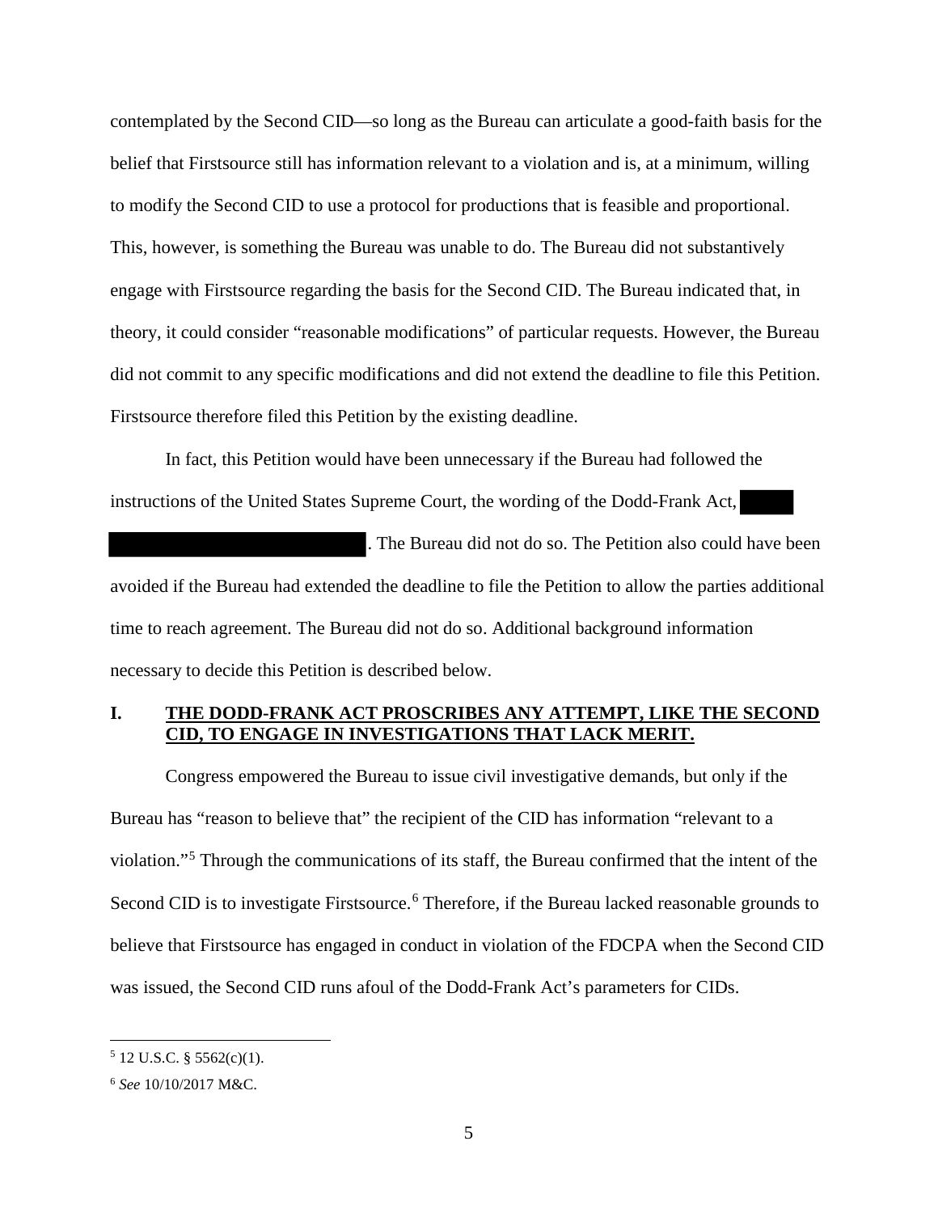contemplated by the Second CID—so long as the Bureau can articulate a good-faith basis for the belief that Firstsource still has information relevant to a violation and is, at a minimum, willing to modify the Second CID to use a protocol for productions that is feasible and proportional. This, however, is something the Bureau was unable to do. The Bureau did not substantively engage with Firstsource regarding the basis for the Second CID. The Bureau indicated that, in theory, it could consider "reasonable modifications" of particular requests. However, the Bureau did not commit to any specific modifications and did not extend the deadline to file this Petition. Firstsource therefore filed this Petition by the existing deadline.

In fact, this Petition would have been unnecessary if the Bureau had followed the instructions of the United States Supreme Court, the wording of the Dodd-Frank Act, [REDACTED] [REDACTED]. The Bureau did not do so. The Petition also could have been avoided if the Bureau had extended the deadline to file the Petition to allow the parties additional time to reach agreement. The Bureau did not do so. Additional background information necessary to decide this Petition is described below.

## I. THE DODD-FRANK ACT PROSCRIBES ANY ATTEMPT, LIKE THE SECOND CID, TO ENGAGE IN INVESTIGATIONS THAT LACK MERIT.

Congress empowered the Bureau to issue civil investigative demands, but only if the Bureau has "reason to believe that" the recipient of the CID has information "relevant to a violation."[5] Through the communications of its staff, the Bureau confirmed that the intent of the Second CID is to investigate Firstsource.[6] Therefore, if the Bureau lacked reasonable grounds to believe that Firstsource has engaged in conduct in violation of the FDCPA when the Second CID was issued, the Second CID runs afoul of the Dodd-Frank Act's parameters for CIDs.

---

[5] 12 U.S.C. § 5562(c)(1).

[6] *See* 10/10/2017 M&C.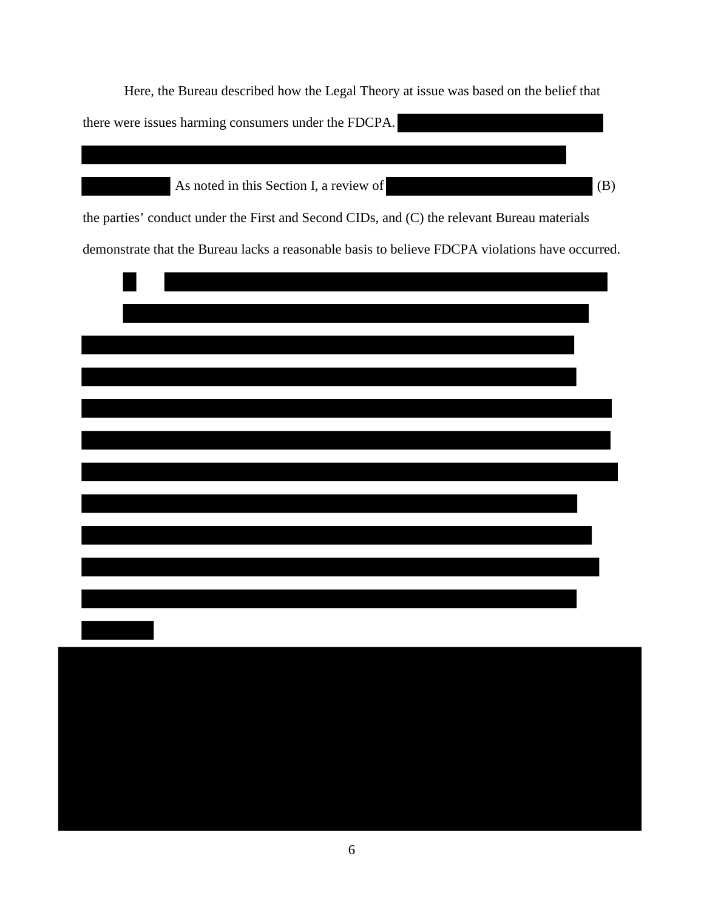Here, the Bureau described how the Legal Theory at issue was based on the belief that there were issues harming consumers under the FDCPA. [REDACTED] As noted in this Section I, a review of [REDACTED] (B) the parties' conduct under the First and Second CIDs, and (C) the relevant Bureau materials demonstrate that the Bureau lacks a reasonable basis to believe FDCPA violations have occurred.

[REDACTED]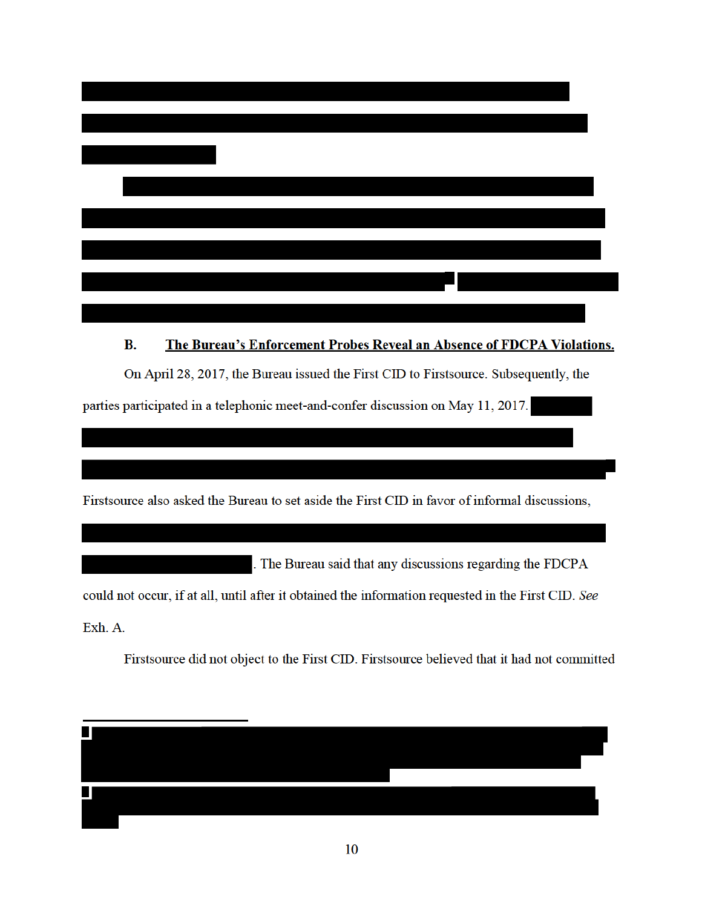**B. The Bureau's Enforcement Probes Reveal an Absence of FDCPA Violations.**

On April 28, 2017, the Bureau issued the First CID to Firstsource. Subsequently, the parties participated in a telephonic meet-and-confer discussion on May 11, 2017.

Firstsource also asked the Bureau to set aside the First CID in favor of informal discussions,

. The Bureau said that any discussions regarding the FDCPA could not occur, if at all, until after it obtained the information requested in the First CID. *See* Exh. A.

Firstsource did not object to the First CID. Firstsource believed that it had not committed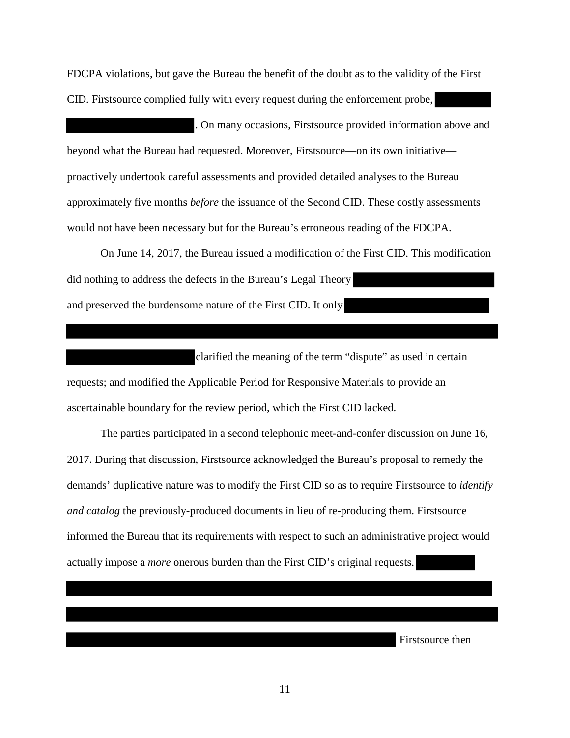FDCPA violations, but gave the Bureau the benefit of the doubt as to the validity of the First CID. Firstsource complied fully with every request during the enforcement probe, [REDACTED]. On many occasions, Firstsource provided information above and beyond what the Bureau had requested. Moreover, Firstsource—on its own initiative—proactively undertook careful assessments and provided detailed analyses to the Bureau approximately five months *before* the issuance of the Second CID. These costly assessments would not have been necessary but for the Bureau's erroneous reading of the FDCPA.

On June 14, 2017, the Bureau issued a modification of the First CID. This modification did nothing to address the defects in the Bureau's Legal Theory [REDACTED] and preserved the burdensome nature of the First CID. It only [REDACTED] clarified the meaning of the term "dispute" as used in certain requests; and modified the Applicable Period for Responsive Materials to provide an ascertainable boundary for the review period, which the First CID lacked.

The parties participated in a second telephonic meet-and-confer discussion on June 16, 2017. During that discussion, Firstsource acknowledged the Bureau's proposal to remedy the demands' duplicative nature was to modify the First CID so as to require Firstsource to *identify and catalog* the previously-produced documents in lieu of re-producing them. Firstsource informed the Bureau that its requirements with respect to such an administrative project would actually impose a *more* onerous burden than the First CID's original requests. [REDACTED] Firstsource then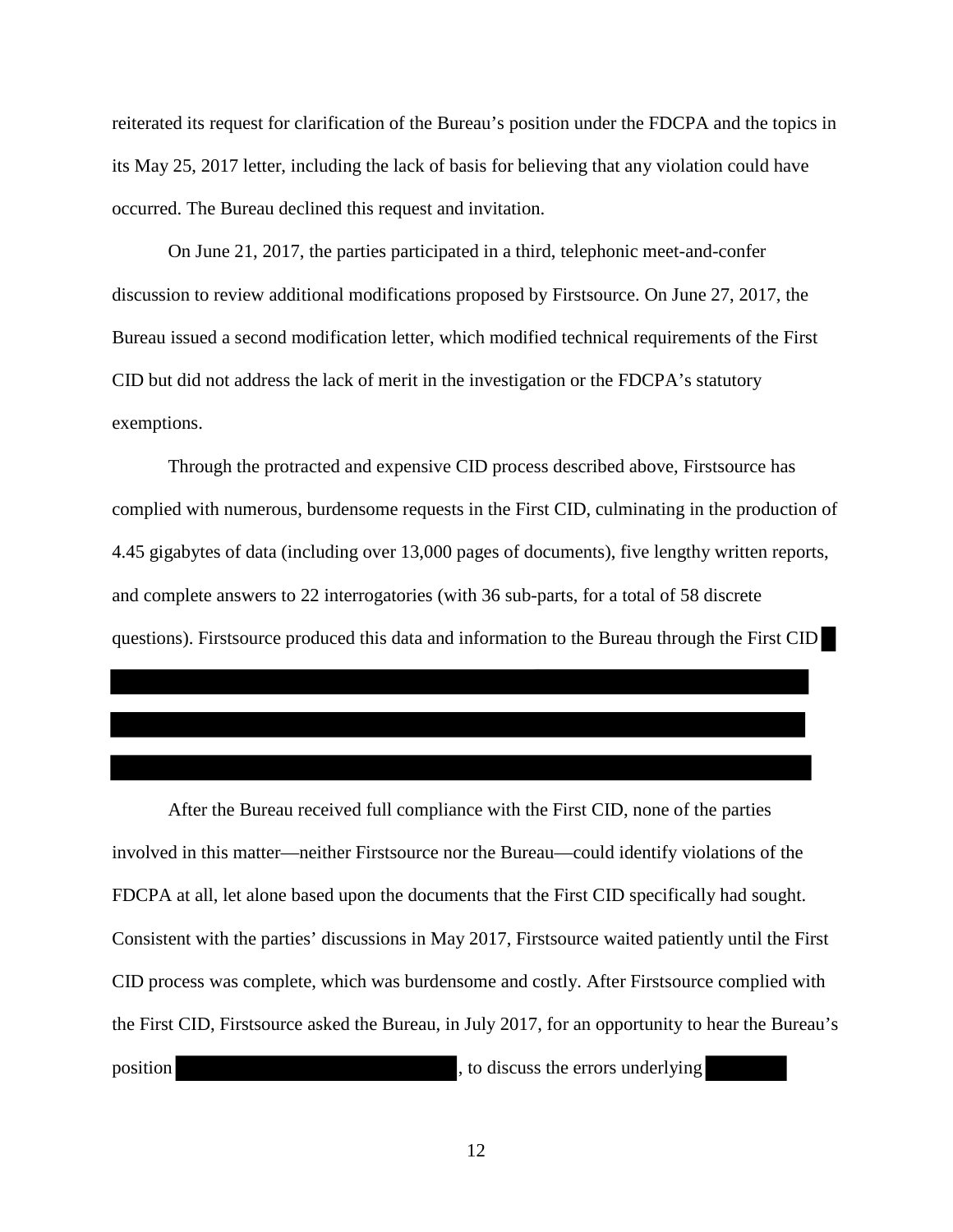reiterated its request for clarification of the Bureau's position under the FDCPA and the topics in its May 25, 2017 letter, including the lack of basis for believing that any violation could have occurred. The Bureau declined this request and invitation.

On June 21, 2017, the parties participated in a third, telephonic meet-and-confer discussion to review additional modifications proposed by Firstsource. On June 27, 2017, the Bureau issued a second modification letter, which modified technical requirements of the First CID but did not address the lack of merit in the investigation or the FDCPA's statutory exemptions.

Through the protracted and expensive CID process described above, Firstsource has complied with numerous, burdensome requests in the First CID, culminating in the production of 4.45 gigabytes of data (including over 13,000 pages of documents), five lengthy written reports, and complete answers to 22 interrogatories (with 36 sub-parts, for a total of 58 discrete questions). Firstsource produced this data and information to the Bureau through the First CID

After the Bureau received full compliance with the First CID, none of the parties involved in this matter—neither Firstsource nor the Bureau—could identify violations of the FDCPA at all, let alone based upon the documents that the First CID specifically had sought. Consistent with the parties' discussions in May 2017, Firstsource waited patiently until the First CID process was complete, which was burdensome and costly. After Firstsource complied with the First CID, Firstsource asked the Bureau, in July 2017, for an opportunity to hear the Bureau's position , to discuss the errors underlying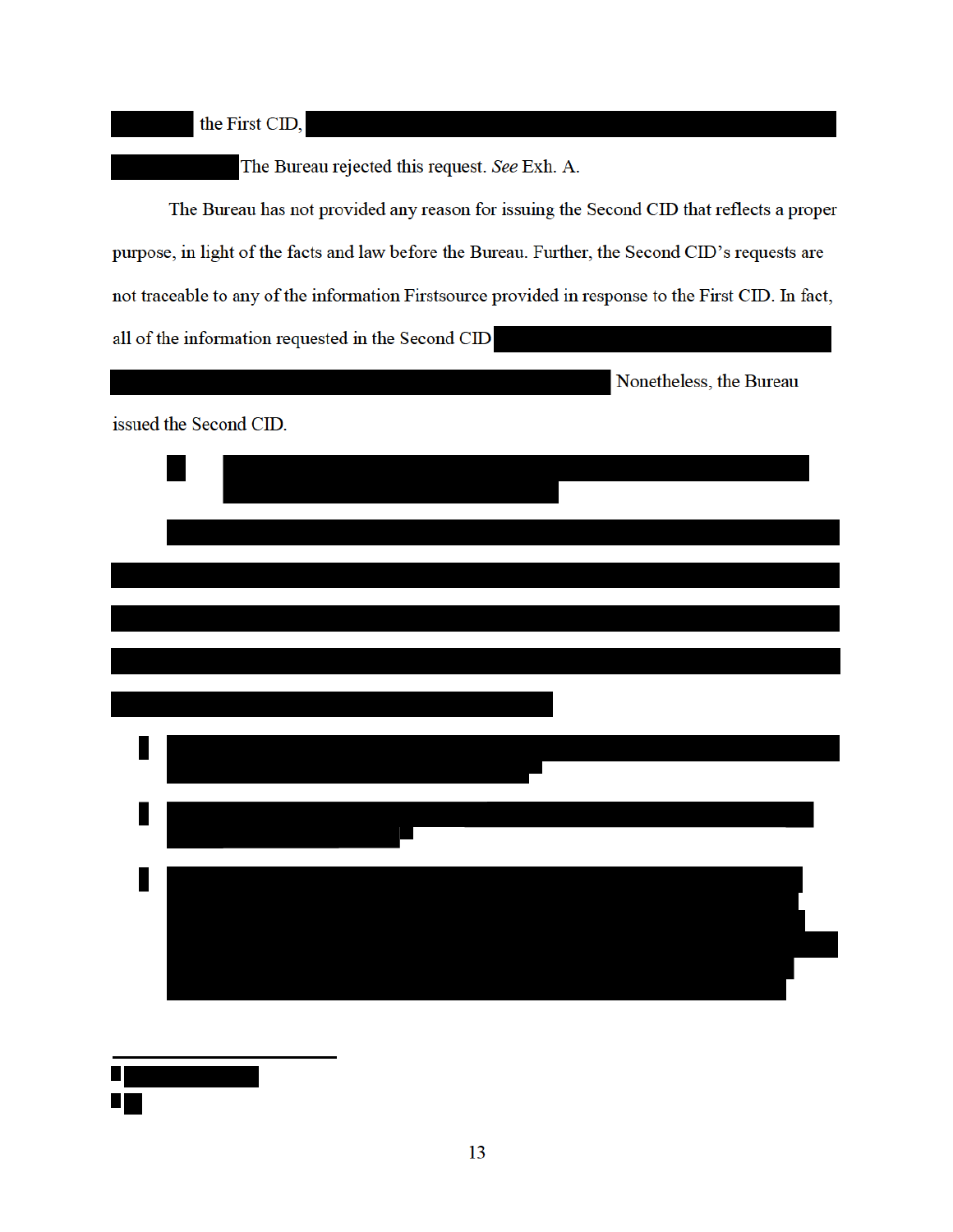the First CID,

The Bureau rejected this request. *See* Exh. A.

The Bureau has not provided any reason for issuing the Second CID that reflects a proper purpose, in light of the facts and law before the Bureau. Further, the Second CID's requests are not traceable to any of the information Firstsource provided in response to the First CID. In fact, all of the information requested in the Second CID

Nonetheless, the Bureau issued the Second CID.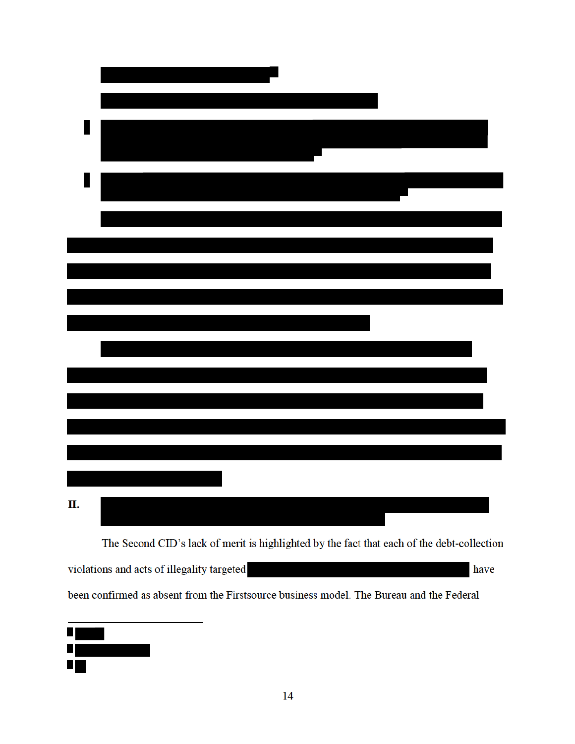## II.

The Second CID's lack of merit is highlighted by the fact that each of the debt-collection violations and acts of illegality targeted have been confirmed as absent from the Firstsource business model. The Bureau and the Federal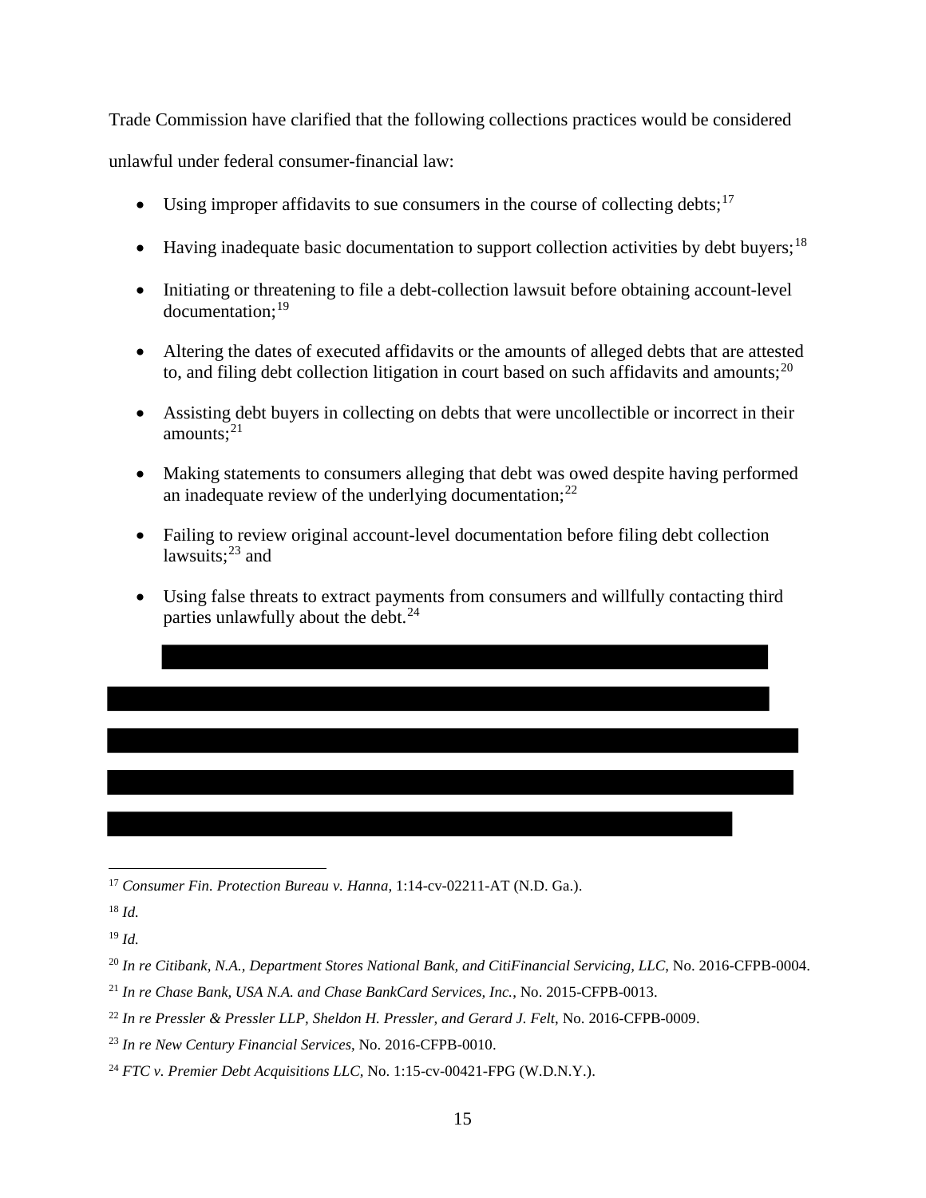Trade Commission have clarified that the following collections practices would be considered unlawful under federal consumer-financial law:

- Using improper affidavits to sue consumers in the course of collecting debts;[17]
- Having inadequate basic documentation to support collection activities by debt buyers;[18]
- Initiating or threatening to file a debt-collection lawsuit before obtaining account-level documentation;[19]
- Altering the dates of executed affidavits or the amounts of alleged debts that are attested to, and filing debt collection litigation in court based on such affidavits and amounts;[20]
- Assisting debt buyers in collecting on debts that were uncollectible or incorrect in their amounts;[21]
- Making statements to consumers alleging that debt was owed despite having performed an inadequate review of the underlying documentation;[22]
- Failing to review original account-level documentation before filing debt collection lawsuits;[23] and
- Using false threats to extract payments from consumers and willfully contacting third parties unlawfully about the debt.[24]

---

[17] *Consumer Fin. Protection Bureau v. Hanna*, 1:14-cv-02211-AT (N.D. Ga.).

[18] *Id.*

[19] *Id.*

[20] *In re Citibank, N.A., Department Stores National Bank, and CitiFinancial Servicing, LLC*, No. 2016-CFPB-0004.

[21] *In re Chase Bank, USA N.A. and Chase BankCard Services, Inc.*, No. 2015-CFPB-0013.

[22] *In re Pressler & Pressler LLP, Sheldon H. Pressler, and Gerard J. Felt*, No. 2016-CFPB-0009.

[23] *In re New Century Financial Services*, No. 2016-CFPB-0010.

[24] *FTC v. Premier Debt Acquisitions LLC,* No. 1:15-cv-00421-FPG (W.D.N.Y.).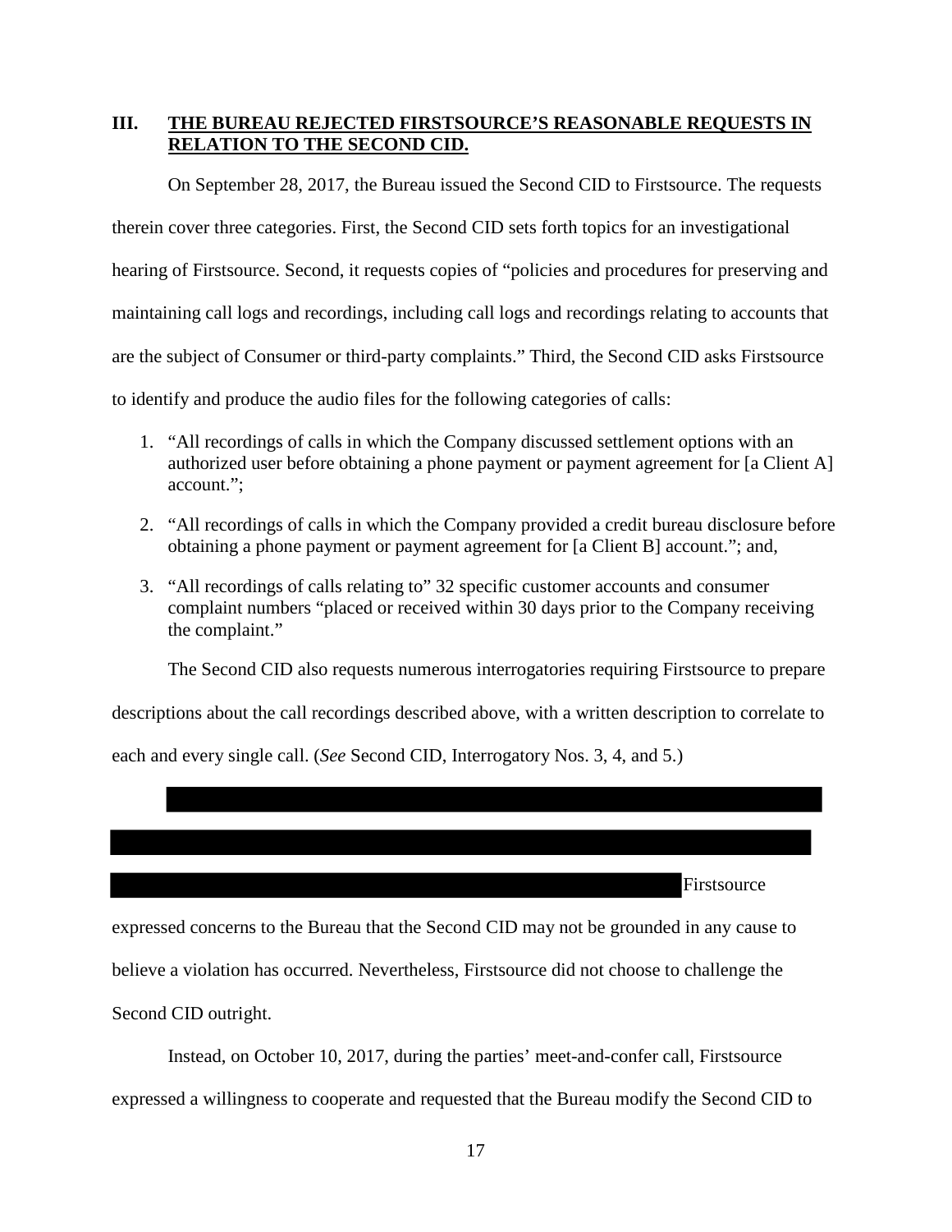## III. THE BUREAU REJECTED FIRSTSOURCE'S REASONABLE REQUESTS IN RELATION TO THE SECOND CID.

On September 28, 2017, the Bureau issued the Second CID to Firstsource. The requests therein cover three categories. First, the Second CID sets forth topics for an investigational hearing of Firstsource. Second, it requests copies of "policies and procedures for preserving and maintaining call logs and recordings, including call logs and recordings relating to accounts that are the subject of Consumer or third-party complaints." Third, the Second CID asks Firstsource to identify and produce the audio files for the following categories of calls:

1. "All recordings of calls in which the Company discussed settlement options with an authorized user before obtaining a phone payment or payment agreement for [a Client A] account.";

2. "All recordings of calls in which the Company provided a credit bureau disclosure before obtaining a phone payment or payment agreement for [a Client B] account."; and,

3. "All recordings of calls relating to" 32 specific customer accounts and consumer complaint numbers "placed or received within 30 days prior to the Company receiving the complaint."

The Second CID also requests numerous interrogatories requiring Firstsource to prepare descriptions about the call recordings described above, with a written description to correlate to each and every single call. (*See* Second CID, Interrogatory Nos. 3, 4, and 5.)

[REDACTED] Firstsource expressed concerns to the Bureau that the Second CID may not be grounded in any cause to believe a violation has occurred. Nevertheless, Firstsource did not choose to challenge the Second CID outright.

Instead, on October 10, 2017, during the parties' meet-and-confer call, Firstsource expressed a willingness to cooperate and requested that the Bureau modify the Second CID to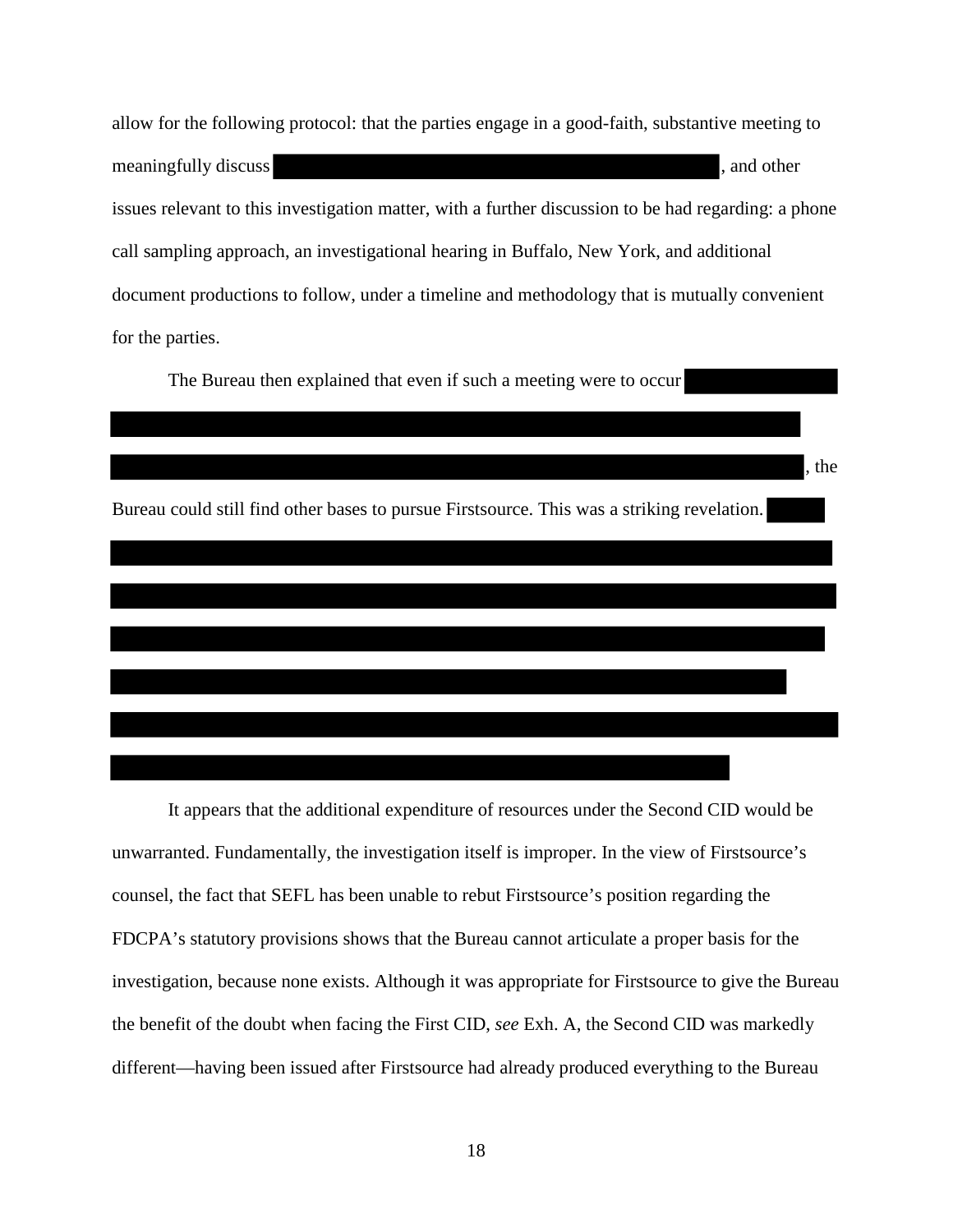allow for the following protocol: that the parties engage in a good-faith, substantive meeting to meaningfully discuss [REDACTED], and other issues relevant to this investigation matter, with a further discussion to be had regarding: a phone call sampling approach, an investigational hearing in Buffalo, New York, and additional document productions to follow, under a timeline and methodology that is mutually convenient for the parties.

The Bureau then explained that even if such a meeting were to occur [REDACTED], the Bureau could still find other bases to pursue Firstsource. This was a striking revelation. [REDACTED]

It appears that the additional expenditure of resources under the Second CID would be unwarranted. Fundamentally, the investigation itself is improper. In the view of Firstsource's counsel, the fact that SEFL has been unable to rebut Firstsource's position regarding the FDCPA's statutory provisions shows that the Bureau cannot articulate a proper basis for the investigation, because none exists. Although it was appropriate for Firstsource to give the Bureau the benefit of the doubt when facing the First CID, *see* Exh. A, the Second CID was markedly different—having been issued after Firstsource had already produced everything to the Bureau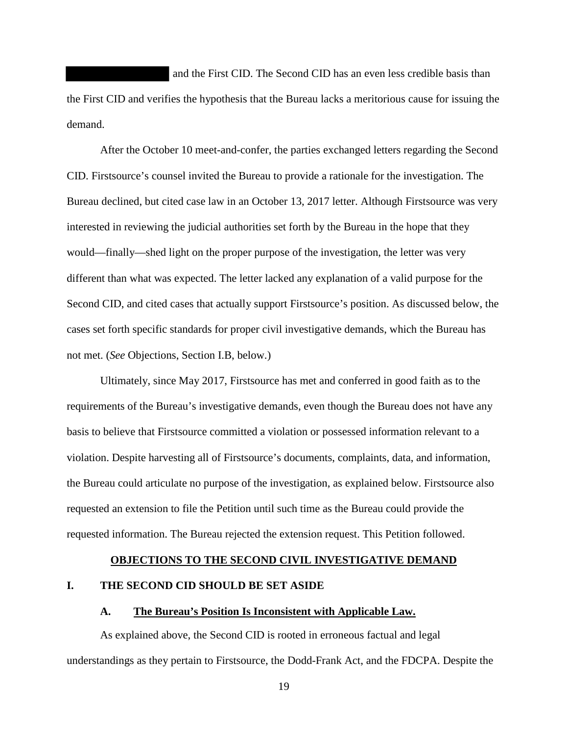██████████ and the First CID. The Second CID has an even less credible basis than the First CID and verifies the hypothesis that the Bureau lacks a meritorious cause for issuing the demand.

After the October 10 meet-and-confer, the parties exchanged letters regarding the Second CID. Firstsource's counsel invited the Bureau to provide a rationale for the investigation. The Bureau declined, but cited case law in an October 13, 2017 letter. Although Firstsource was very interested in reviewing the judicial authorities set forth by the Bureau in the hope that they would—finally—shed light on the proper purpose of the investigation, the letter was very different than what was expected. The letter lacked any explanation of a valid purpose for the Second CID, and cited cases that actually support Firstsource's position. As discussed below, the cases set forth specific standards for proper civil investigative demands, which the Bureau has not met. (*See* Objections, Section I.B, below.)

Ultimately, since May 2017, Firstsource has met and conferred in good faith as to the requirements of the Bureau's investigative demands, even though the Bureau does not have any basis to believe that Firstsource committed a violation or possessed information relevant to a violation. Despite harvesting all of Firstsource's documents, complaints, data, and information, the Bureau could articulate no purpose of the investigation, as explained below. Firstsource also requested an extension to file the Petition until such time as the Bureau could provide the requested information. The Bureau rejected the extension request. This Petition followed.

## OBJECTIONS TO THE SECOND CIVIL INVESTIGATIVE DEMAND

### I. THE SECOND CID SHOULD BE SET ASIDE

#### A. The Bureau's Position Is Inconsistent with Applicable Law.

As explained above, the Second CID is rooted in erroneous factual and legal understandings as they pertain to Firstsource, the Dodd-Frank Act, and the FDCPA. Despite the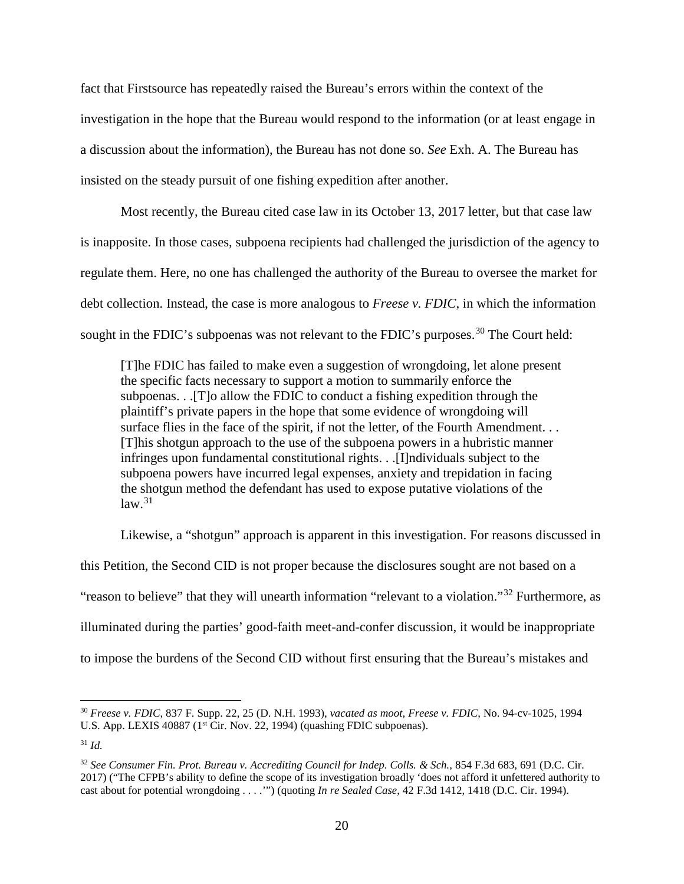fact that Firstsource has repeatedly raised the Bureau's errors within the context of the investigation in the hope that the Bureau would respond to the information (or at least engage in a discussion about the information), the Bureau has not done so. *See* Exh. A. The Bureau has insisted on the steady pursuit of one fishing expedition after another.

Most recently, the Bureau cited case law in its October 13, 2017 letter, but that case law is inapposite. In those cases, subpoena recipients had challenged the jurisdiction of the agency to regulate them. Here, no one has challenged the authority of the Bureau to oversee the market for debt collection. Instead, the case is more analogous to *Freese v. FDIC*, in which the information sought in the FDIC's subpoenas was not relevant to the FDIC's purposes.[30] The Court held:

> [T]he FDIC has failed to make even a suggestion of wrongdoing, let alone present the specific facts necessary to support a motion to summarily enforce the subpoenas. . .[T]o allow the FDIC to conduct a fishing expedition through the plaintiff's private papers in the hope that some evidence of wrongdoing will surface flies in the face of the spirit, if not the letter, of the Fourth Amendment. . . [T]his shotgun approach to the use of the subpoena powers in a hubristic manner infringes upon fundamental constitutional rights. . .[I]ndividuals subject to the subpoena powers have incurred legal expenses, anxiety and trepidation in facing the shotgun method the defendant has used to expose putative violations of the law.[31]

Likewise, a "shotgun" approach is apparent in this investigation. For reasons discussed in this Petition, the Second CID is not proper because the disclosures sought are not based on a "reason to believe" that they will unearth information "relevant to a violation."[32] Furthermore, as illuminated during the parties' good-faith meet-and-confer discussion, it would be inappropriate to impose the burdens of the Second CID without first ensuring that the Bureau's mistakes and

---

[30] *Freese v. FDIC*, 837 F. Supp. 22, 25 (D. N.H. 1993), *vacated as moot*, *Freese v. FDIC*, No. 94-cv-1025, 1994 U.S. App. LEXIS 40887 (1st Cir. Nov. 22, 1994) (quashing FDIC subpoenas).

[31] *Id.*

[32] *See Consumer Fin. Prot. Bureau v. Accrediting Council for Indep. Colls. & Sch.*, 854 F.3d 683, 691 (D.C. Cir. 2017) ("The CFPB's ability to define the scope of its investigation broadly 'does not afford it unfettered authority to cast about for potential wrongdoing . . . .'") (quoting *In re Sealed Case*, 42 F.3d 1412, 1418 (D.C. Cir. 1994).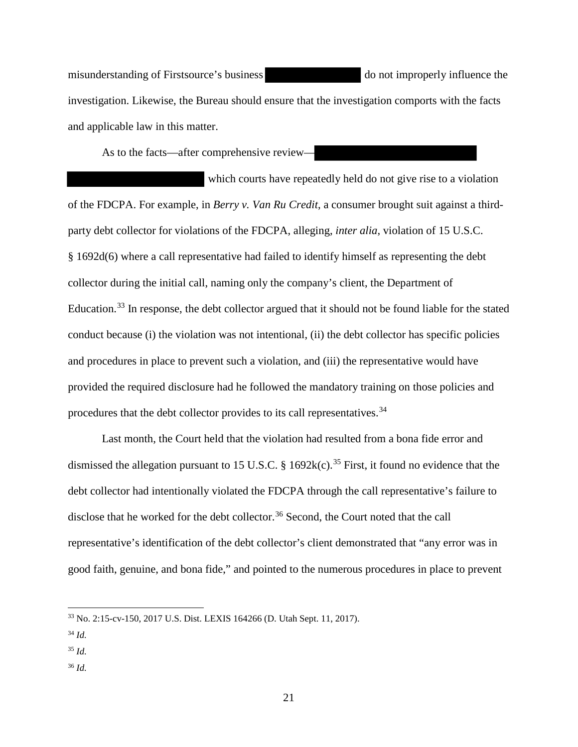misundersanding of Firstsource's business [REDACTED] do not improperly influence the investigation. Likewise, the Bureau should ensure that the investigation comports with the facts and applicable law in this matter.

As to the facts—after comprehensive review—[REDACTED] which courts have repeatedly held do not give rise to a violation of the FDCPA. For example, in *Berry v. Van Ru Credit*, a consumer brought suit against a third-party debt collector for violations of the FDCPA, alleging, *inter alia*, violation of 15 U.S.C. § 1692d(6) where a call representative had failed to identify himself as representing the debt collector during the initial call, naming only the company's client, the Department of Education.[33] In response, the debt collector argued that it should not be found liable for the stated conduct because (i) the violation was not intentional, (ii) the debt collector has specific policies and procedures in place to prevent such a violation, and (iii) the representative would have provided the required disclosure had he followed the mandatory training on those policies and procedures that the debt collector provides to its call representatives.[34]

Last month, the Court held that the violation had resulted from a bona fide error and dismissed the allegation pursuant to 15 U.S.C. § 1692k(c).[35] First, it found no evidence that the debt collector had intentionally violated the FDCPA through the call representative's failure to disclose that he worked for the debt collector.[36] Second, the Court noted that the call representative's identification of the debt collector's client demonstrated that "any error was in good faith, genuine, and bona fide," and pointed to the numerous procedures in place to prevent

---

[33] No. 2:15-cv-150, 2017 U.S. Dist. LEXIS 164266 (D. Utah Sept. 11, 2017).

[34] *Id.*

[35] *Id.*

[36] *Id.*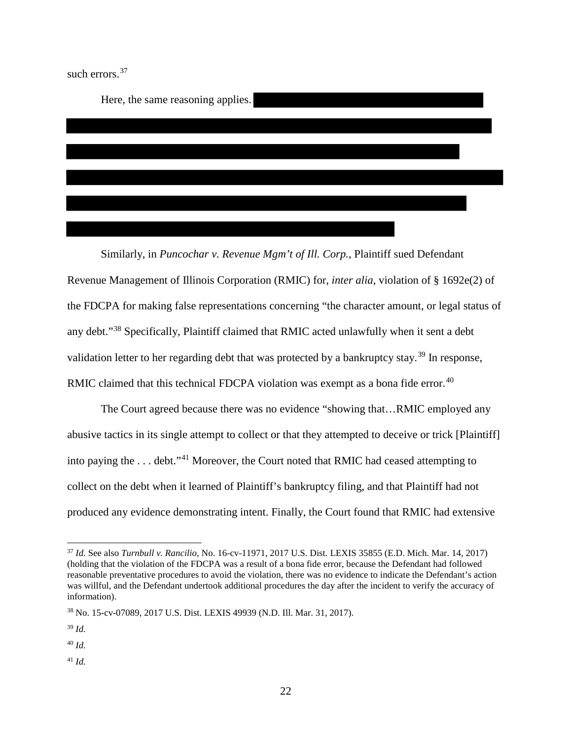such errors.[37]

Here, the same reasoning applies.

Similarly, in *Puncochar v. Revenue Mgm't of Ill. Corp.*, Plaintiff sued Defendant Revenue Management of Illinois Corporation (RMIC) for, *inter alia*, violation of § 1692e(2) of the FDCPA for making false representations concerning "the character amount, or legal status of any debt."[38] Specifically, Plaintiff claimed that RMIC acted unlawfully when it sent a debt validation letter to her regarding debt that was protected by a bankruptcy stay.[39] In response, RMIC claimed that this technical FDCPA violation was exempt as a bona fide error.[40]

The Court agreed because there was no evidence "showing that…RMIC employed any abusive tactics in its single attempt to collect or that they attempted to deceive or trick [Plaintiff] into paying the . . . debt."[41] Moreover, the Court noted that RMIC had ceased attempting to collect on the debt when it learned of Plaintiff's bankruptcy filing, and that Plaintiff had not produced any evidence demonstrating intent. Finally, the Court found that RMIC had extensive

---

[37] *Id.* See also *Turnbull v. Rancilio*, No. 16-cv-11971, 2017 U.S. Dist. LEXIS 35855 (E.D. Mich. Mar. 14, 2017) (holding that the violation of the FDCPA was a result of a bona fide error, because the Defendant had followed reasonable preventative procedures to avoid the violation, there was no evidence to indicate the Defendant's action was willful, and the Defendant undertook additional procedures the day after the incident to verify the accuracy of information).

[38] No. 15-cv-07089, 2017 U.S. Dist. LEXIS 49939 (N.D. Ill. Mar. 31, 2017).

[39] *Id.*

[40] *Id.*

[41] *Id.*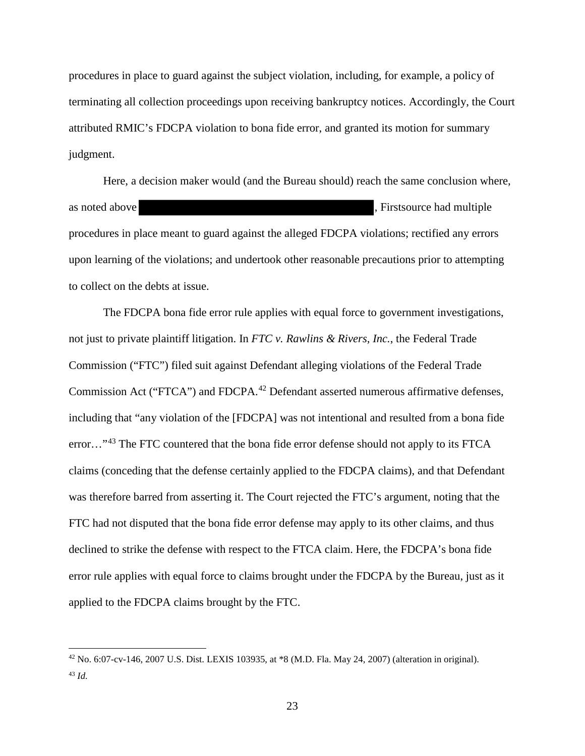procedures in place to guard against the subject violation, including, for example, a policy of terminating all collection proceedings upon receiving bankruptcy notices. Accordingly, the Court attributed RMIC's FDCPA violation to bona fide error, and granted its motion for summary judgment.

Here, a decision maker would (and the Bureau should) reach the same conclusion where, as noted above [REDACTED], Firstsource had multiple procedures in place meant to guard against the alleged FDCPA violations; rectified any errors upon learning of the violations; and undertook other reasonable precautions prior to attempting to collect on the debts at issue.

The FDCPA bona fide error rule applies with equal force to government investigations, not just to private plaintiff litigation. In *FTC v. Rawlins & Rivers, Inc.*, the Federal Trade Commission ("FTC") filed suit against Defendant alleging violations of the Federal Trade Commission Act ("FTCA") and FDCPA.[42] Defendant asserted numerous affirmative defenses, including that "any violation of the [FDCPA] was not intentional and resulted from a bona fide error…"[43] The FTC countered that the bona fide error defense should not apply to its FTCA claims (conceding that the defense certainly applied to the FDCPA claims), and that Defendant was therefore barred from asserting it. The Court rejected the FTC's argument, noting that the FTC had not disputed that the bona fide error defense may apply to its other claims, and thus declined to strike the defense with respect to the FTCA claim. Here, the FDCPA's bona fide error rule applies with equal force to claims brought under the FDCPA by the Bureau, just as it applied to the FDCPA claims brought by the FTC.

---

[42] No. 6:07-cv-146, 2007 U.S. Dist. LEXIS 103935, at *8 (M.D. Fla. May 24, 2007) (alteration in original).

[43] *Id.*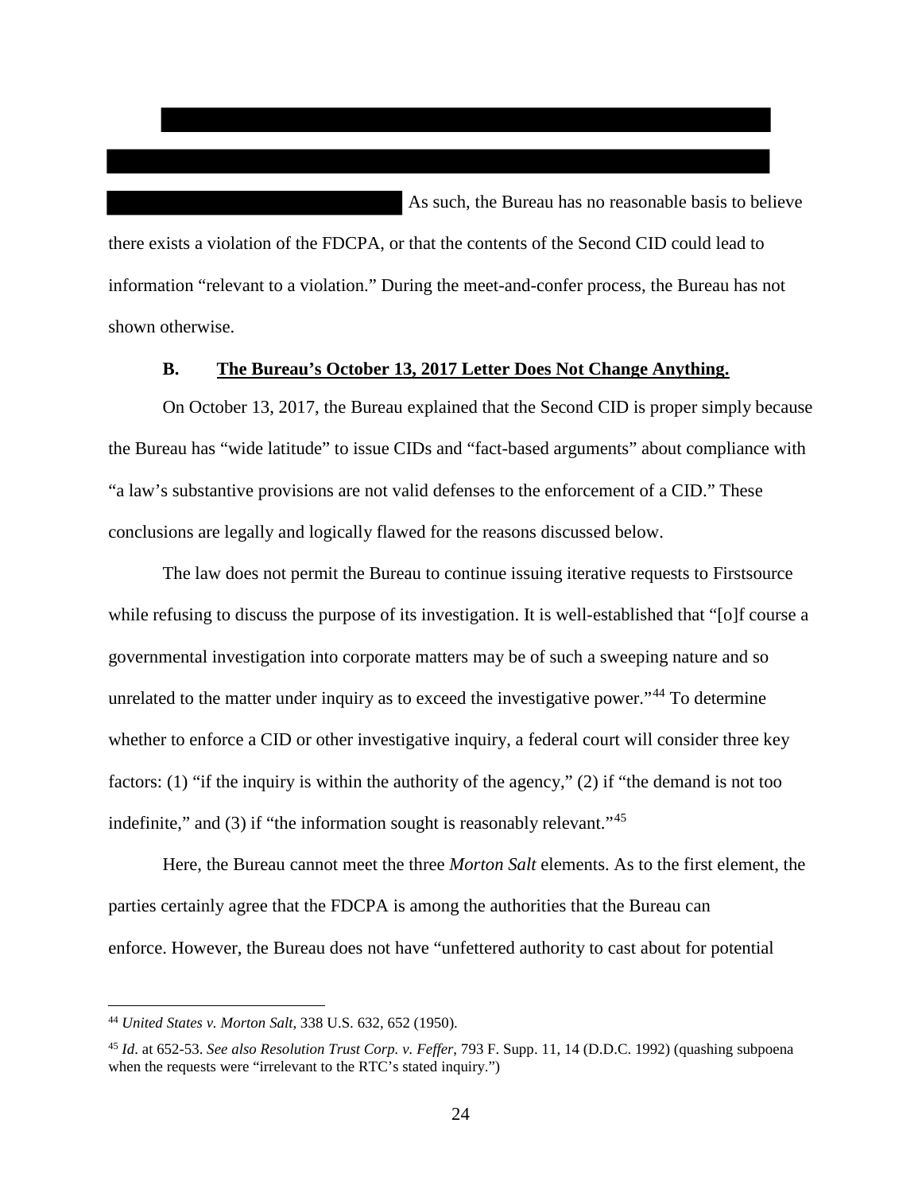As such, the Bureau has no reasonable basis to believe there exists a violation of the FDCPA, or that the contents of the Second CID could lead to information "relevant to a violation." During the meet-and-confer process, the Bureau has not shown otherwise.

### B. The Bureau's October 13, 2017 Letter Does Not Change Anything.

On October 13, 2017, the Bureau explained that the Second CID is proper simply because the Bureau has "wide latitude" to issue CIDs and "fact-based arguments" about compliance with "a law's substantive provisions are not valid defenses to the enforcement of a CID." These conclusions are legally and logically flawed for the reasons discussed below.

The law does not permit the Bureau to continue issuing iterative requests to Firstsource while refusing to discuss the purpose of its investigation. It is well-established that "[o]f course a governmental investigation into corporate matters may be of such a sweeping nature and so unrelated to the matter under inquiry as to exceed the investigative power."[44] To determine whether to enforce a CID or other investigative inquiry, a federal court will consider three key factors: (1) "if the inquiry is within the authority of the agency," (2) if "the demand is not too indefinite," and (3) if "the information sought is reasonably relevant."[45]

Here, the Bureau cannot meet the three *Morton Salt* elements. As to the first element, the parties certainly agree that the FDCPA is among the authorities that the Bureau can enforce. However, the Bureau does not have "unfettered authority to cast about for potential

---

[44] *United States v. Morton Salt*, 338 U.S. 632, 652 (1950).

[45] *Id*. at 652-53. *See also Resolution Trust Corp. v. Feffer*, 793 F. Supp. 11, 14 (D.D.C. 1992) (quashing subpoena when the requests were "irrelevant to the RTC's stated inquiry.")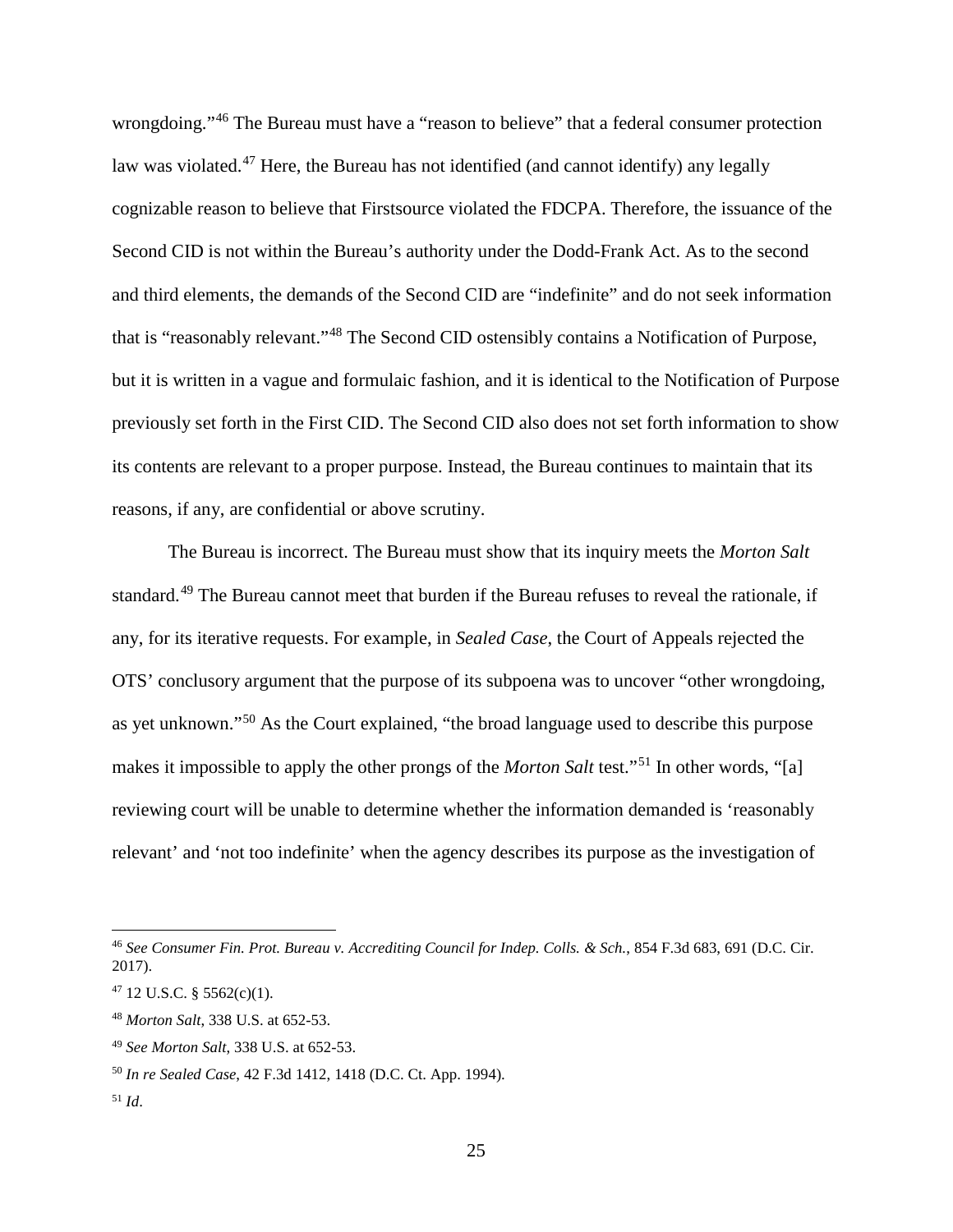wrongdoing."[46] The Bureau must have a "reason to believe" that a federal consumer protection law was violated.[47] Here, the Bureau has not identified (and cannot identify) any legally cognizable reason to believe that Firstsource violated the FDCPA. Therefore, the issuance of the Second CID is not within the Bureau's authority under the Dodd-Frank Act. As to the second and third elements, the demands of the Second CID are "indefinite" and do not seek information that is "reasonably relevant."[48] The Second CID ostensibly contains a Notification of Purpose, but it is written in a vague and formulaic fashion, and it is identical to the Notification of Purpose previously set forth in the First CID. The Second CID also does not set forth information to show its contents are relevant to a proper purpose. Instead, the Bureau continues to maintain that its reasons, if any, are confidential or above scrutiny.

The Bureau is incorrect. The Bureau must show that its inquiry meets the *Morton Salt* standard.[49] The Bureau cannot meet that burden if the Bureau refuses to reveal the rationale, if any, for its iterative requests. For example, in *Sealed Case*, the Court of Appeals rejected the OTS' conclusory argument that the purpose of its subpoena was to uncover "other wrongdoing, as yet unknown."[50] As the Court explained, "the broad language used to describe this purpose makes it impossible to apply the other prongs of the *Morton Salt* test."[51] In other words, "[a] reviewing court will be unable to determine whether the information demanded is 'reasonably relevant' and 'not too indefinite' when the agency describes its purpose as the investigation of

---

[46] *See Consumer Fin. Prot. Bureau v. Accrediting Council for Indep. Colls. & Sch.*, 854 F.3d 683, 691 (D.C. Cir. 2017).

[47] 12 U.S.C. § 5562(c)(1).

[48] *Morton Salt*, 338 U.S. at 652-53.

[49] *See Morton Salt*, 338 U.S. at 652-53.

[50] *In re Sealed Case*, 42 F.3d 1412, 1418 (D.C. Ct. App. 1994).

[51] *Id*.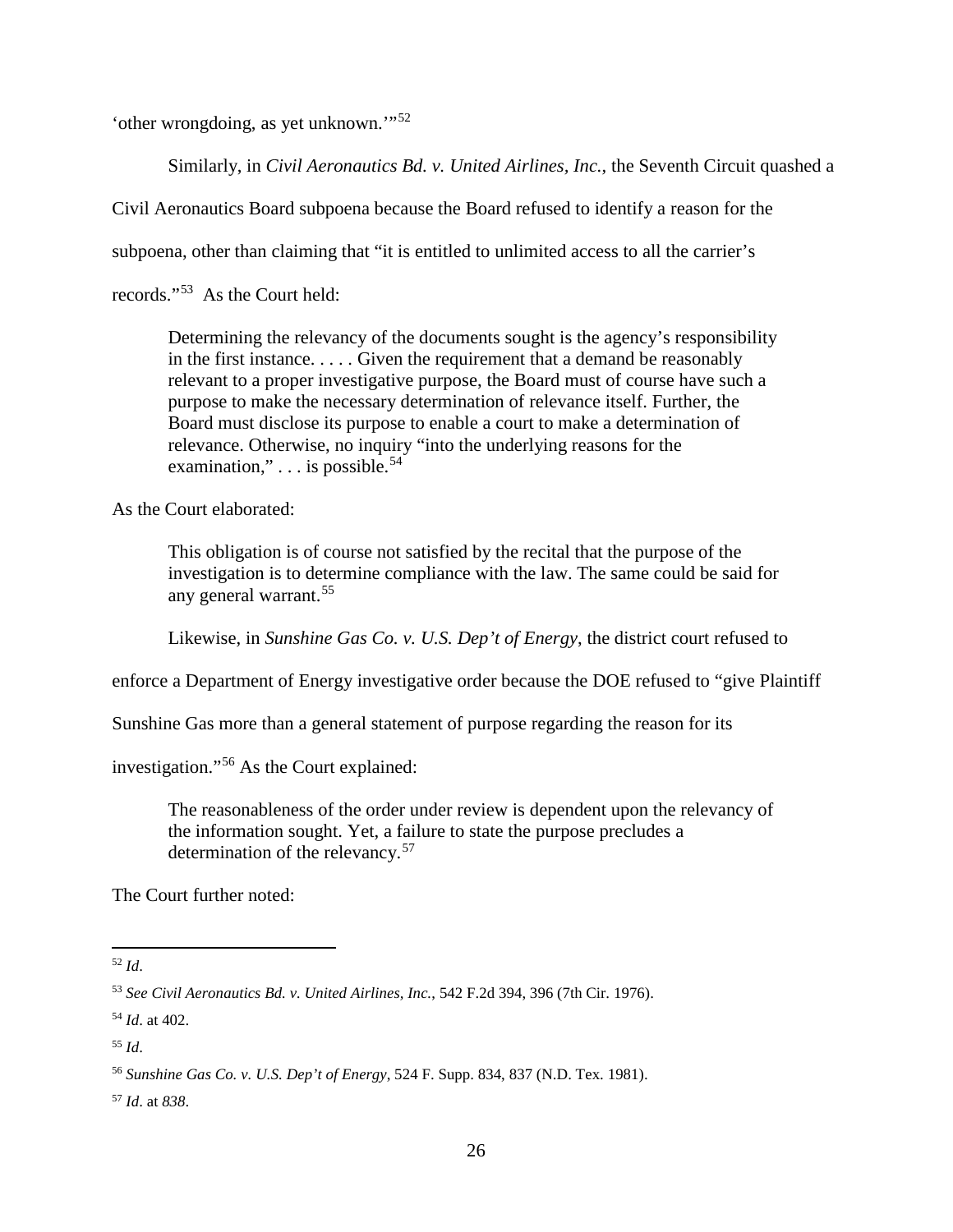'other wrongdoing, as yet unknown.'"[52]

Similarly, in *Civil Aeronautics Bd. v. United Airlines, Inc.*, the Seventh Circuit quashed a Civil Aeronautics Board subpoena because the Board refused to identify a reason for the subpoena, other than claiming that "it is entitled to unlimited access to all the carrier's records."[53] As the Court held:

> Determining the relevancy of the documents sought is the agency's responsibility in the first instance. . . . . Given the requirement that a demand be reasonably relevant to a proper investigative purpose, the Board must of course have such a purpose to make the necessary determination of relevance itself. Further, the Board must disclose its purpose to enable a court to make a determination of relevance. Otherwise, no inquiry "into the underlying reasons for the examination," . . . is possible.[54]

As the Court elaborated:

> This obligation is of course not satisfied by the recital that the purpose of the investigation is to determine compliance with the law. The same could be said for any general warrant.[55]

Likewise, in *Sunshine Gas Co. v. U.S. Dep't of Energy*, the district court refused to enforce a Department of Energy investigative order because the DOE refused to "give Plaintiff Sunshine Gas more than a general statement of purpose regarding the reason for its investigation."[56] As the Court explained:

> The reasonableness of the order under review is dependent upon the relevancy of the information sought. Yet, a failure to state the purpose precludes a determination of the relevancy.[57]

The Court further noted:

---

[52] *Id*.

[53] *See Civil Aeronautics Bd. v. United Airlines, Inc.*, 542 F.2d 394, 396 (7th Cir. 1976).

[54] *Id*. at 402.

[55] *Id*.

[56] *Sunshine Gas Co. v. U.S. Dep't of Energy*, 524 F. Supp. 834, 837 (N.D. Tex. 1981).

[57] *Id*. at *838*.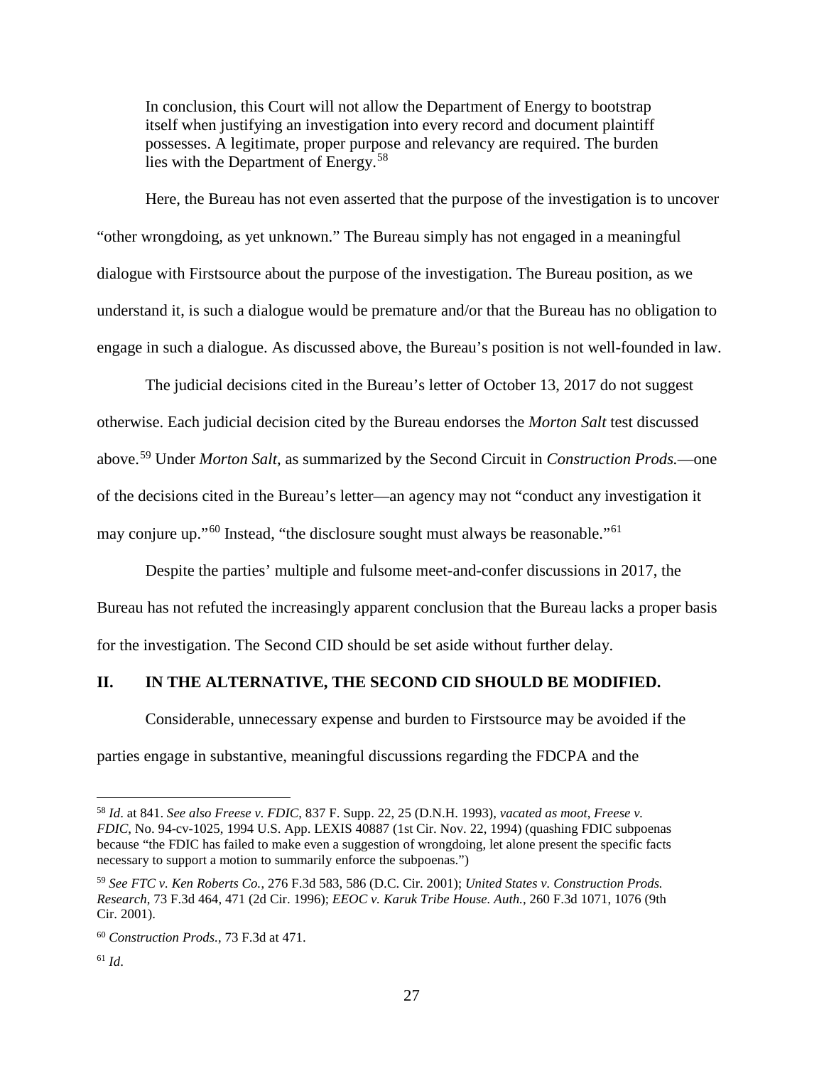> In conclusion, this Court will not allow the Department of Energy to bootstrap itself when justifying an investigation into every record and document plaintiff possesses. A legitimate, proper purpose and relevancy are required. The burden lies with the Department of Energy.[58]

Here, the Bureau has not even asserted that the purpose of the investigation is to uncover "other wrongdoing, as yet unknown." The Bureau simply has not engaged in a meaningful dialogue with Firstsource about the purpose of the investigation. The Bureau position, as we understand it, is such a dialogue would be premature and/or that the Bureau has no obligation to engage in such a dialogue. As discussed above, the Bureau's position is not well-founded in law.

The judicial decisions cited in the Bureau's letter of October 13, 2017 do not suggest otherwise. Each judicial decision cited by the Bureau endorses the *Morton Salt* test discussed above.[59] Under *Morton Salt*, as summarized by the Second Circuit in *Construction Prods.*—one of the decisions cited in the Bureau's letter—an agency may not "conduct any investigation it may conjure up."[60] Instead, "the disclosure sought must always be reasonable."[61]

Despite the parties' multiple and fulsome meet-and-confer discussions in 2017, the Bureau has not refuted the increasingly apparent conclusion that the Bureau lacks a proper basis for the investigation. The Second CID should be set aside without further delay.

## II. IN THE ALTERNATIVE, THE SECOND CID SHOULD BE MODIFIED.

Considerable, unnecessary expense and burden to Firstsource may be avoided if the parties engage in substantive, meaningful discussions regarding the FDCPA and the

---

[58] *Id*. at 841. *See also Freese v. FDIC*, 837 F. Supp. 22, 25 (D.N.H. 1993), *vacated as moot*, *Freese v. FDIC*, No. 94-cv-1025, 1994 U.S. App. LEXIS 40887 (1st Cir. Nov. 22, 1994) (quashing FDIC subpoenas because "the FDIC has failed to make even a suggestion of wrongdoing, let alone present the specific facts necessary to support a motion to summarily enforce the subpoenas.")

[59] *See FTC v. Ken Roberts Co.*, 276 F.3d 583, 586 (D.C. Cir. 2001); *United States v. Construction Prods. Research*, 73 F.3d 464, 471 (2d Cir. 1996); *EEOC v. Karuk Tribe House. Auth.*, 260 F.3d 1071, 1076 (9th Cir. 2001).

[60] *Construction Prods.*, 73 F.3d at 471.

[61] *Id*.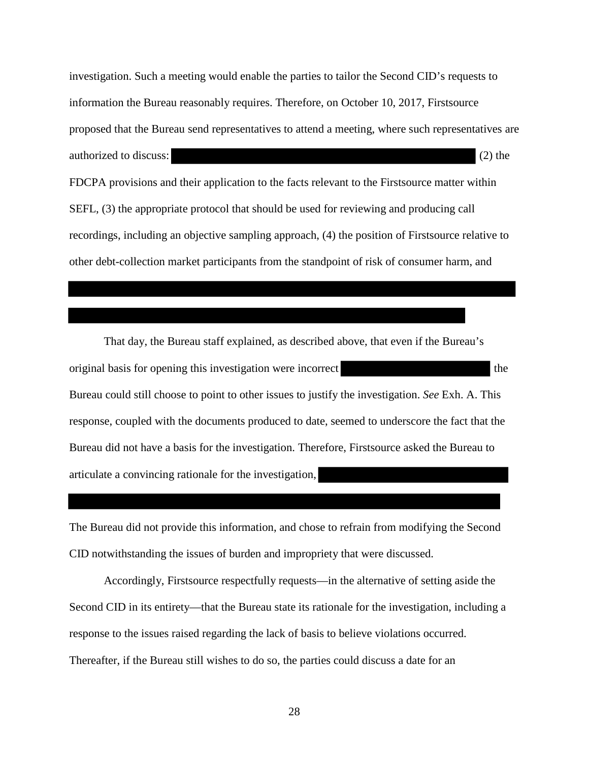investigation. Such a meeting would enable the parties to tailor the Second CID's requests to information the Bureau reasonably requires. Therefore, on October 10, 2017, Firstsource proposed that the Bureau send representatives to attend a meeting, where such representatives are authorized to discuss: [REDACTED] (2) the FDCPA provisions and their application to the facts relevant to the Firstsource matter within SEFL, (3) the appropriate protocol that should be used for reviewing and producing call recordings, including an objective sampling approach, (4) the position of Firstsource relative to other debt-collection market participants from the standpoint of risk of consumer harm, and [REDACTED]

That day, the Bureau staff explained, as described above, that even if the Bureau's original basis for opening this investigation were incorrect [REDACTED] the Bureau could still choose to point to other issues to justify the investigation. *See* Exh. A. This response, coupled with the documents produced to date, seemed to underscore the fact that the Bureau did not have a basis for the investigation. Therefore, Firstsource asked the Bureau to articulate a convincing rationale for the investigation, [REDACTED]

The Bureau did not provide this information, and chose to refrain from modifying the Second CID notwithstanding the issues of burden and impropriety that were discussed.

Accordingly, Firstsource respectfully requests—in the alternative of setting aside the Second CID in its entirety—that the Bureau state its rationale for the investigation, including a response to the issues raised regarding the lack of basis to believe violations occurred. Thereafter, if the Bureau still wishes to do so, the parties could discuss a date for an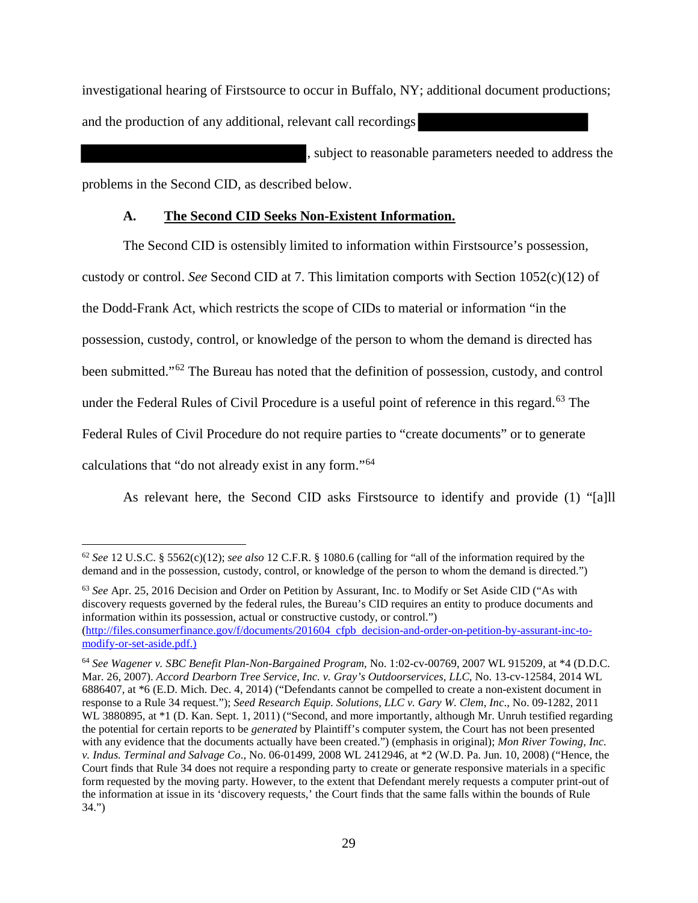investigational hearing of Firstsource to occur in Buffalo, NY; additional document productions; and the production of any additional, relevant call recordings [REDACTED] [REDACTED], subject to reasonable parameters needed to address the problems in the Second CID, as described below.

### A. The Second CID Seeks Non-Existent Information.

The Second CID is ostensibly limited to information within Firstsource's possession, custody or control. *See* Second CID at 7. This limitation comports with Section 1052(c)(12) of the Dodd-Frank Act, which restricts the scope of CIDs to material or information "in the possession, custody, control, or knowledge of the person to whom the demand is directed has been submitted."[62] The Bureau has noted that the definition of possession, custody, and control under the Federal Rules of Civil Procedure is a useful point of reference in this regard.[63] The Federal Rules of Civil Procedure do not require parties to "create documents" or to generate calculations that "do not already exist in any form."[64]

As relevant here, the Second CID asks Firstsource to identify and provide (1) "[a]ll

---

[62] *See* 12 U.S.C. § 5562(c)(12); *see also* 12 C.F.R. § 1080.6 (calling for "all of the information required by the demand and in the possession, custody, control, or knowledge of the person to whom the demand is directed.")

[63] *See* Apr. 25, 2016 Decision and Order on Petition by Assurant, Inc. to Modify or Set Aside CID ("As with discovery requests governed by the federal rules, the Bureau's CID requires an entity to produce documents and information within its possession, actual or constructive custody, or control.") (http://files.consumerfinance.gov/f/documents/201604_cfpb_decision-and-order-on-petition-by-assurant-inc-to-modify-or-set-aside.pdf.)

[64] *See Wagener v. SBC Benefit Plan-Non-Bargained Program*, No. 1:02-cv-00769, 2007 WL 915209, at *4 (D.D.C. Mar. 26, 2007). *Accord Dearborn Tree Service, Inc. v. Gray's Outdoorservices, LLC*, No. 13-cv-12584, 2014 WL 6886407, at *6 (E.D. Mich. Dec. 4, 2014) ("Defendants cannot be compelled to create a non-existent document in response to a Rule 34 request."); *Seed Research Equip. Solutions, LLC v. Gary W. Clem, Inc*., No. 09-1282, 2011 WL 3880895, at *1 (D. Kan. Sept. 1, 2011) ("Second, and more importantly, although Mr. Unruh testified regarding the potential for certain reports to be *generated* by Plaintiff's computer system, the Court has not been presented with any evidence that the documents actually have been created.") (emphasis in original); *Mon River Towing, Inc. v. Indus. Terminal and Salvage Co*., No. 06-01499, 2008 WL 2412946, at *2 (W.D. Pa. Jun. 10, 2008) ("Hence, the Court finds that Rule 34 does not require a responding party to create or generate responsive materials in a specific form requested by the moving party. However, to the extent that Defendant merely requests a computer print-out of the information at issue in its 'discovery requests,' the Court finds that the same falls within the bounds of Rule 34.")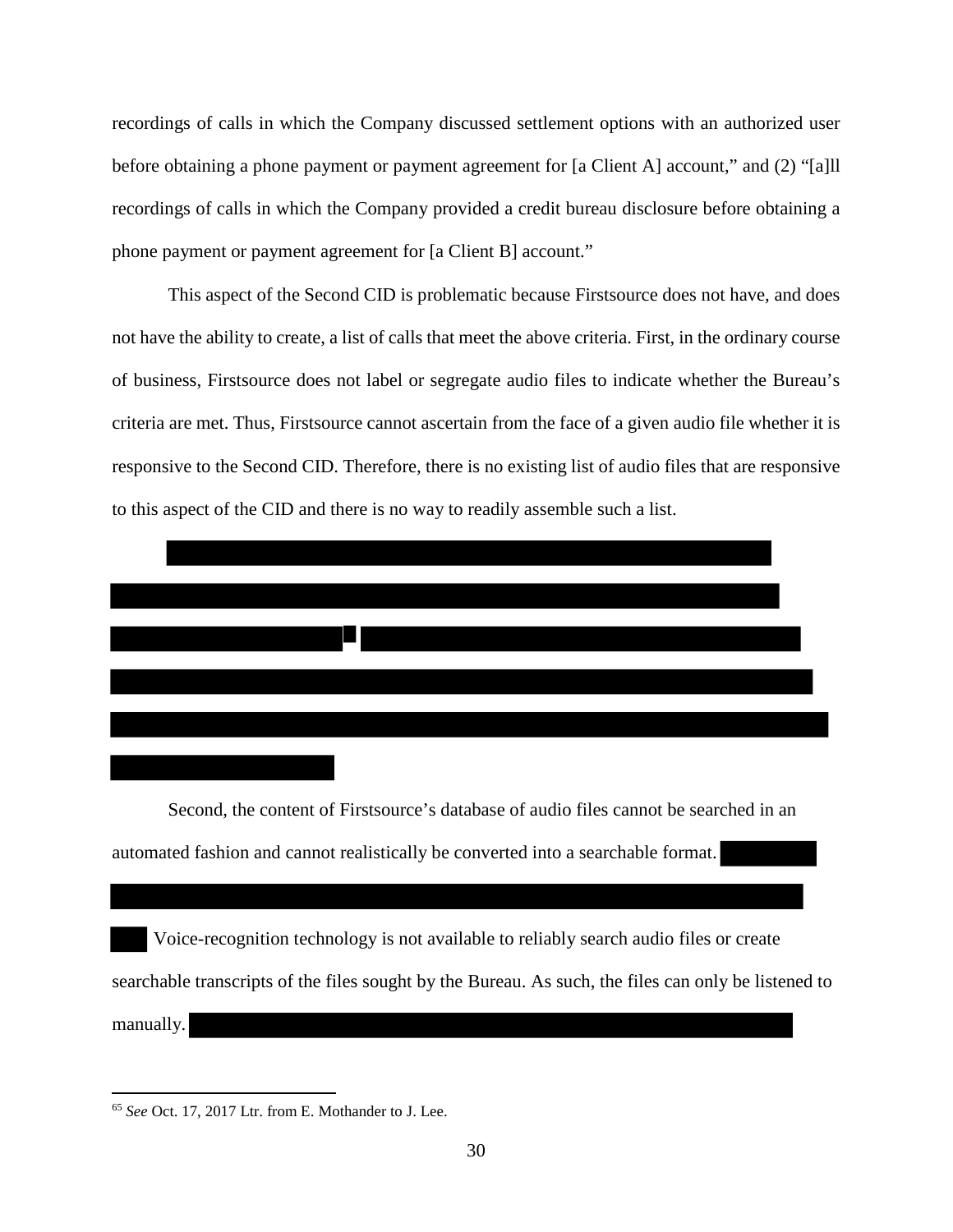recordings of calls in which the Company discussed settlement options with an authorized user before obtaining a phone payment or payment agreement for [a Client A] account," and (2) "[a]ll recordings of calls in which the Company provided a credit bureau disclosure before obtaining a phone payment or payment agreement for [a Client B] account."

This aspect of the Second CID is problematic because Firstsource does not have, and does not have the ability to create, a list of calls that meet the above criteria. First, in the ordinary course of business, Firstsource does not label or segregate audio files to indicate whether the Bureau's criteria are met. Thus, Firstsource cannot ascertain from the face of a given audio file whether it is responsive to the Second CID. Therefore, there is no existing list of audio files that are responsive to this aspect of the CID and there is no way to readily assemble such a list.

Second, the content of Firstsource's database of audio files cannot be searched in an automated fashion and cannot realistically be converted into a searchable format. Voice-recognition technology is not available to reliably search audio files or create searchable transcripts of the files sought by the Bureau. As such, the files can only be listened to manually.

[65] *See* Oct. 17, 2017 Ltr. from E. Mothander to J. Lee.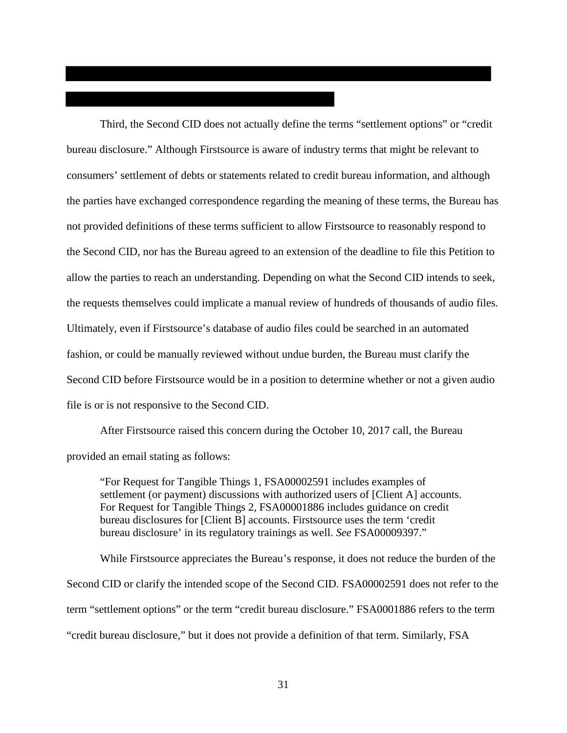Third, the Second CID does not actually define the terms "settlement options" or "credit bureau disclosure." Although Firstsource is aware of industry terms that might be relevant to consumers' settlement of debts or statements related to credit bureau information, and although the parties have exchanged correspondence regarding the meaning of these terms, the Bureau has not provided definitions of these terms sufficient to allow Firstsource to reasonably respond to the Second CID, nor has the Bureau agreed to an extension of the deadline to file this Petition to allow the parties to reach an understanding. Depending on what the Second CID intends to seek, the requests themselves could implicate a manual review of hundreds of thousands of audio files. Ultimately, even if Firstsource's database of audio files could be searched in an automated fashion, or could be manually reviewed without undue burden, the Bureau must clarify the Second CID before Firstsource would be in a position to determine whether or not a given audio file is or is not responsive to the Second CID.

After Firstsource raised this concern during the October 10, 2017 call, the Bureau provided an email stating as follows:

> "For Request for Tangible Things 1, FSA00002591 includes examples of settlement (or payment) discussions with authorized users of [Client A] accounts. For Request for Tangible Things 2, FSA00001886 includes guidance on credit bureau disclosures for [Client B] accounts. Firstsource uses the term 'credit bureau disclosure' in its regulatory trainings as well. *See* FSA00009397."

While Firstsource appreciates the Bureau's response, it does not reduce the burden of the Second CID or clarify the intended scope of the Second CID. FSA00002591 does not refer to the term "settlement options" or the term "credit bureau disclosure." FSA0001886 refers to the term "credit bureau disclosure," but it does not provide a definition of that term. Similarly, FSA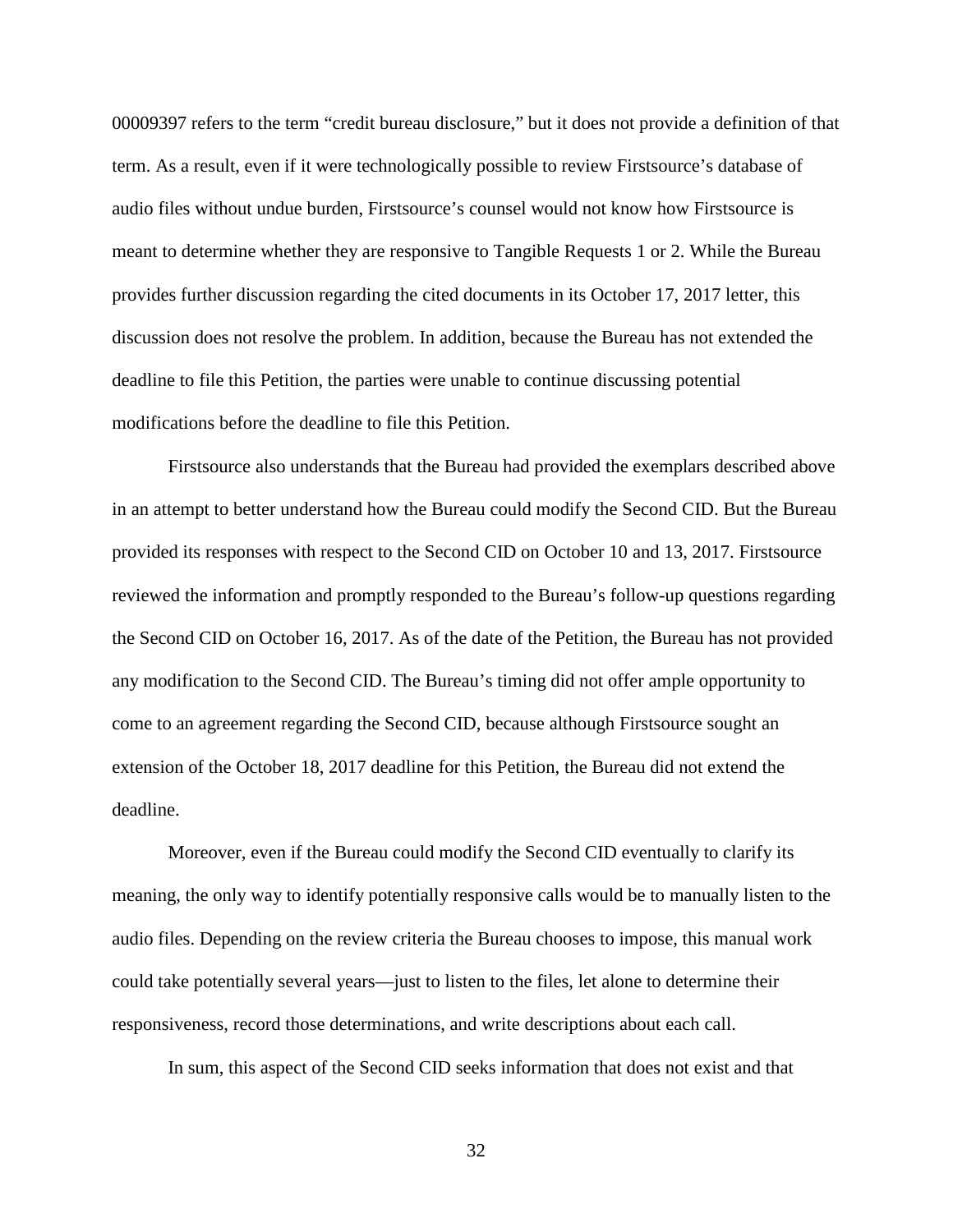00009397 refers to the term “credit bureau disclosure,” but it does not provide a definition of that term. As a result, even if it were technologically possible to review Firstsource’s database of audio files without undue burden, Firstsource’s counsel would not know how Firstsource is meant to determine whether they are responsive to Tangible Requests 1 or 2. While the Bureau provides further discussion regarding the cited documents in its October 17, 2017 letter, this discussion does not resolve the problem. In addition, because the Bureau has not extended the deadline to file this Petition, the parties were unable to continue discussing potential modifications before the deadline to file this Petition.

Firstsource also understands that the Bureau had provided the exemplars described above in an attempt to better understand how the Bureau could modify the Second CID. But the Bureau provided its responses with respect to the Second CID on October 10 and 13, 2017. Firstsource reviewed the information and promptly responded to the Bureau’s follow-up questions regarding the Second CID on October 16, 2017. As of the date of the Petition, the Bureau has not provided any modification to the Second CID. The Bureau’s timing did not offer ample opportunity to come to an agreement regarding the Second CID, because although Firstsource sought an extension of the October 18, 2017 deadline for this Petition, the Bureau did not extend the deadline.

Moreover, even if the Bureau could modify the Second CID eventually to clarify its meaning, the only way to identify potentially responsive calls would be to manually listen to the audio files. Depending on the review criteria the Bureau chooses to impose, this manual work could take potentially several years—just to listen to the files, let alone to determine their responsiveness, record those determinations, and write descriptions about each call.

In sum, this aspect of the Second CID seeks information that does not exist and that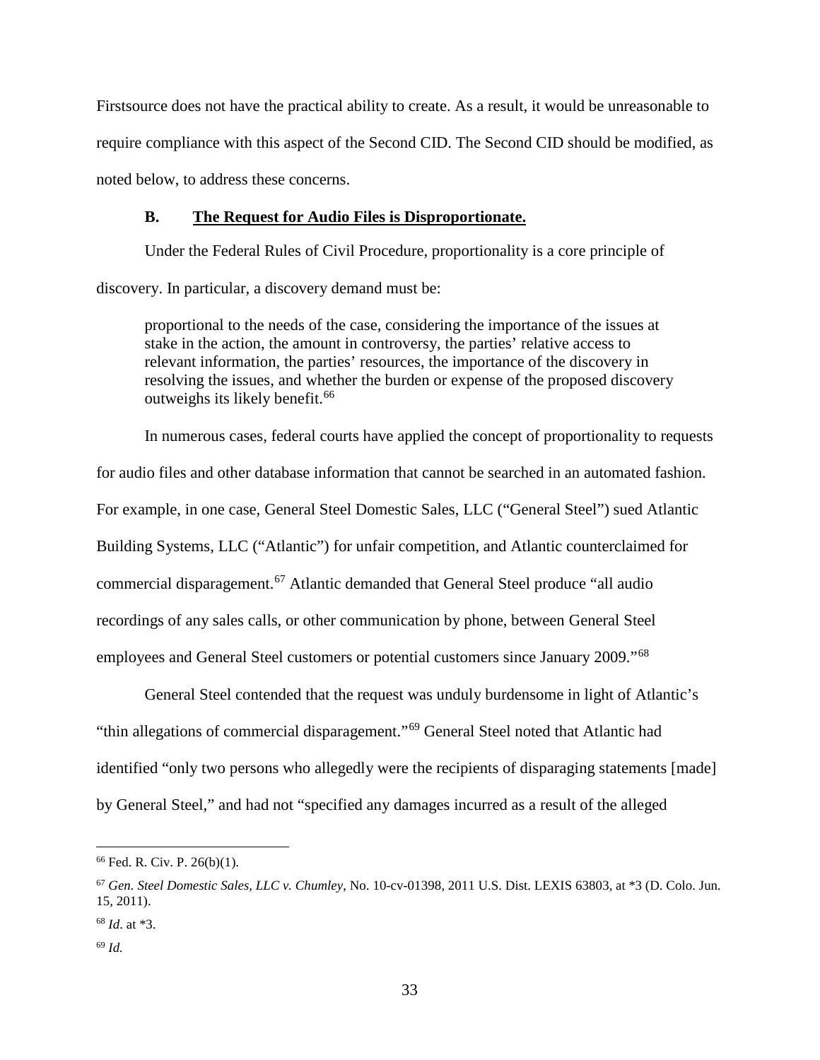Firstsource does not have the practical ability to create. As a result, it would be unreasonable to require compliance with this aspect of the Second CID. The Second CID should be modified, as noted below, to address these concerns.

### B. The Request for Audio Files is Disproportionate.

Under the Federal Rules of Civil Procedure, proportionality is a core principle of discovery. In particular, a discovery demand must be:

> proportional to the needs of the case, considering the importance of the issues at stake in the action, the amount in controversy, the parties' relative access to relevant information, the parties' resources, the importance of the discovery in resolving the issues, and whether the burden or expense of the proposed discovery outweighs its likely benefit.[66]

In numerous cases, federal courts have applied the concept of proportionality to requests for audio files and other database information that cannot be searched in an automated fashion. For example, in one case, General Steel Domestic Sales, LLC ("General Steel") sued Atlantic Building Systems, LLC ("Atlantic") for unfair competition, and Atlantic counterclaimed for commercial disparagement.[67] Atlantic demanded that General Steel produce "all audio recordings of any sales calls, or other communication by phone, between General Steel employees and General Steel customers or potential customers since January 2009."[68]

General Steel contended that the request was unduly burdensome in light of Atlantic's "thin allegations of commercial disparagement."[69] General Steel noted that Atlantic had identified "only two persons who allegedly were the recipients of disparaging statements [made] by General Steel," and had not "specified any damages incurred as a result of the alleged

---

[66] Fed. R. Civ. P. 26(b)(1).

[67] *Gen. Steel Domestic Sales, LLC v. Chumley*, No. 10-cv-01398, 2011 U.S. Dist. LEXIS 63803, at *3 (D. Colo. Jun. 15, 2011).

[68] *Id*. at *3.

[69] *Id.*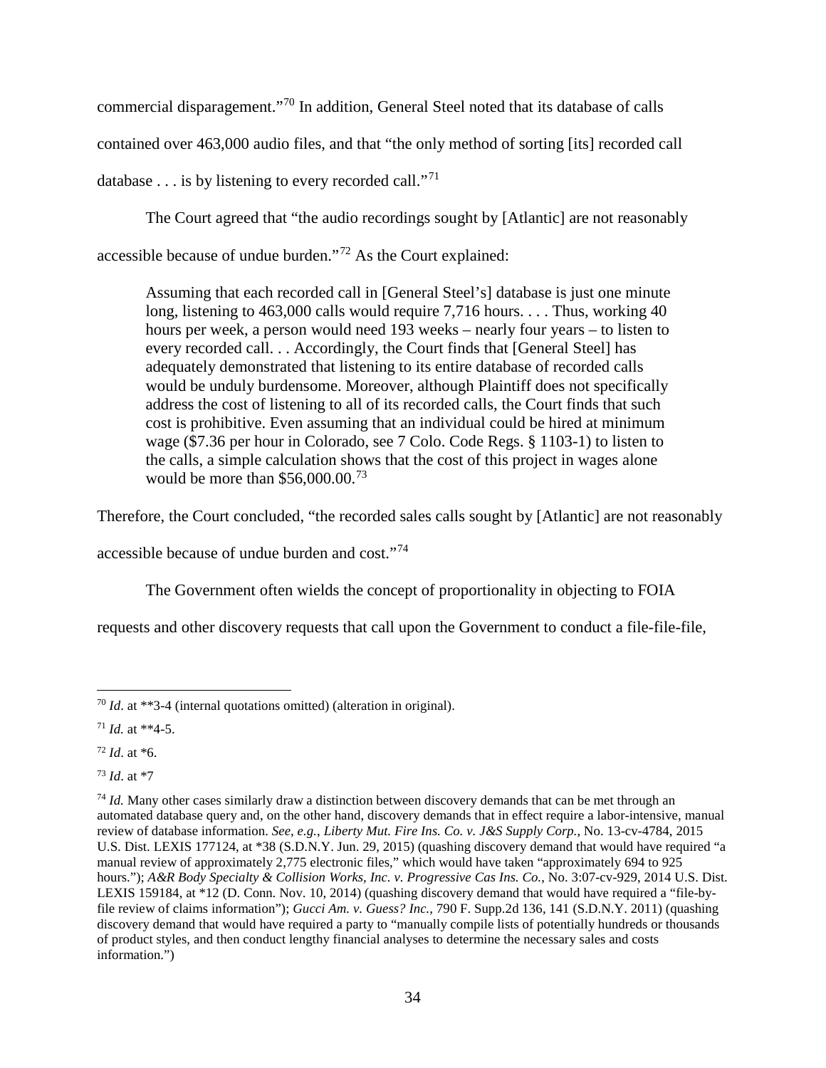commercial disparagement."[70] In addition, General Steel noted that its database of calls contained over 463,000 audio files, and that "the only method of sorting [its] recorded call database . . . is by listening to every recorded call."[71]

The Court agreed that "the audio recordings sought by [Atlantic] are not reasonably accessible because of undue burden."[72] As the Court explained:

> Assuming that each recorded call in [General Steel's] database is just one minute long, listening to 463,000 calls would require 7,716 hours. . . . Thus, working 40 hours per week, a person would need 193 weeks – nearly four years – to listen to every recorded call. . . Accordingly, the Court finds that [General Steel] has adequately demonstrated that listening to its entire database of recorded calls would be unduly burdensome. Moreover, although Plaintiff does not specifically address the cost of listening to all of its recorded calls, the Court finds that such cost is prohibitive. Even assuming that an individual could be hired at minimum wage ($7.36 per hour in Colorado, see 7 Colo. Code Regs. § 1103-1) to listen to the calls, a simple calculation shows that the cost of this project in wages alone would be more than $56,000.00.[73]

Therefore, the Court concluded, "the recorded sales calls sought by [Atlantic] are not reasonably accessible because of undue burden and cost."[74]

The Government often wields the concept of proportionality in objecting to FOIA requests and other discovery requests that call upon the Government to conduct a file-file-file,

---

[70] *Id*. at **3-4 (internal quotations omitted) (alteration in original).

[71] *Id.* at **4-5.

[72] *Id*. at *6.

[73] *Id*. at *7

[74] *Id.* Many other cases similarly draw a distinction between discovery demands that can be met through an automated database query and, on the other hand, discovery demands that in effect require a labor-intensive, manual review of database information. *See*, *e.g.*, *Liberty Mut. Fire Ins. Co. v. J&S Supply Corp.*, No. 13-cv-4784, 2015 U.S. Dist. LEXIS 177124, at *38 (S.D.N.Y. Jun. 29, 2015) (quashing discovery demand that would have required "a manual review of approximately 2,775 electronic files," which would have taken "approximately 694 to 925 hours."); *A&R Body Specialty & Collision Works, Inc. v. Progressive Cas Ins. Co.*, No. 3:07-cv-929, 2014 U.S. Dist. LEXIS 159184, at *12 (D. Conn. Nov. 10, 2014) (quashing discovery demand that would have required a "file-by-file review of claims information"); *Gucci Am. v. Guess? Inc.*, 790 F. Supp.2d 136, 141 (S.D.N.Y. 2011) (quashing discovery demand that would have required a party to "manually compile lists of potentially hundreds or thousands of product styles, and then conduct lengthy financial analyses to determine the necessary sales and costs information.")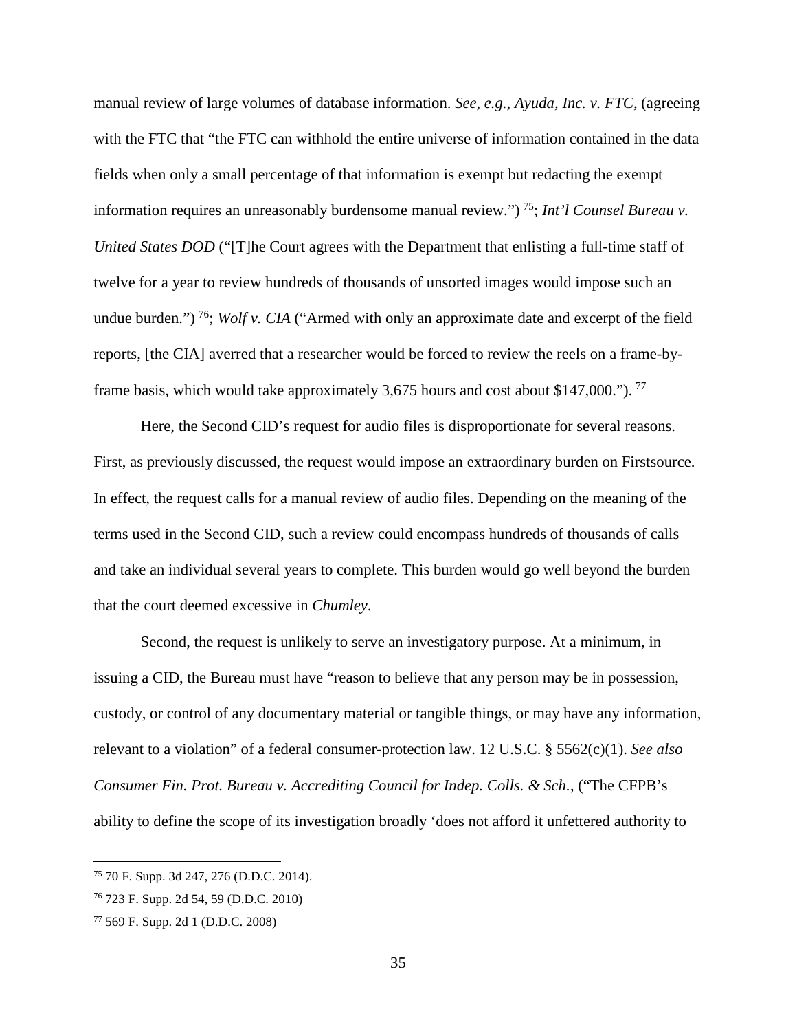manual review of large volumes of database information. *See*, *e.g.*, *Ayuda, Inc. v. FTC*, (agreeing with the FTC that "the FTC can withhold the entire universe of information contained in the data fields when only a small percentage of that information is exempt but redacting the exempt information requires an unreasonably burdensome manual review.") [75]; *Int'l Counsel Bureau v. United States DOD* ("[T]he Court agrees with the Department that enlisting a full-time staff of twelve for a year to review hundreds of thousands of unsorted images would impose such an undue burden.") [76]; *Wolf v. CIA* ("Armed with only an approximate date and excerpt of the field reports, [the CIA] averred that a researcher would be forced to review the reels on a frame-by-frame basis, which would take approximately 3,675 hours and cost about $147,000."). [77]

Here, the Second CID's request for audio files is disproportionate for several reasons. First, as previously discussed, the request would impose an extraordinary burden on Firstsource. In effect, the request calls for a manual review of audio files. Depending on the meaning of the terms used in the Second CID, such a review could encompass hundreds of thousands of calls and take an individual several years to complete. This burden would go well beyond the burden that the court deemed excessive in *Chumley*.

Second, the request is unlikely to serve an investigatory purpose. At a minimum, in issuing a CID, the Bureau must have "reason to believe that any person may be in possession, custody, or control of any documentary material or tangible things, or may have any information, relevant to a violation" of a federal consumer-protection law. 12 U.S.C. § 5562(c)(1). *See also Consumer Fin. Prot. Bureau v. Accrediting Council for Indep. Colls. & Sch.*, ("The CFPB's ability to define the scope of its investigation broadly 'does not afford it unfettered authority to

---

[75] 70 F. Supp. 3d 247, 276 (D.D.C. 2014).

[76] 723 F. Supp. 2d 54, 59 (D.D.C. 2010)

[77] 569 F. Supp. 2d 1 (D.D.C. 2008)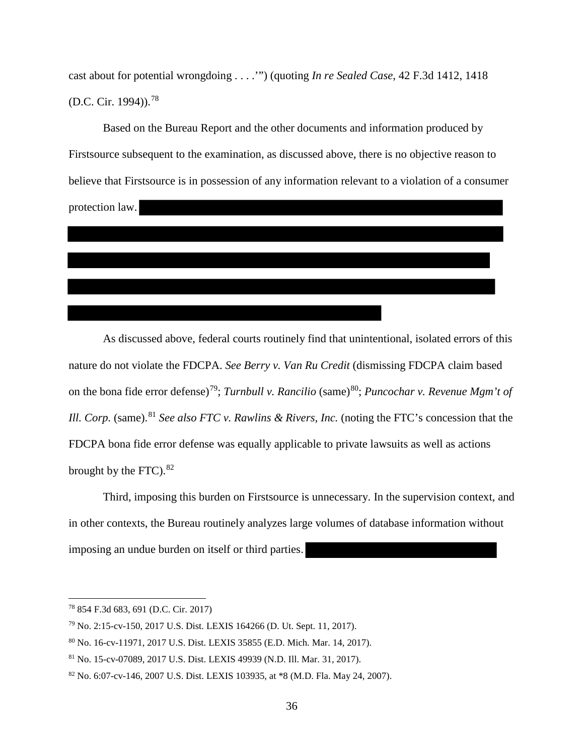cast about for potential wrongdoing . . . .'") (quoting *In re Sealed Case*, 42 F.3d 1412, 1418 (D.C. Cir. 1994)).[78]

Based on the Bureau Report and the other documents and information produced by Firstsource subsequent to the examination, as discussed above, there is no objective reason to believe that Firstsource is in possession of any information relevant to a violation of a consumer protection law.

As discussed above, federal courts routinely find that unintentional, isolated errors of this nature do not violate the FDCPA. *See Berry v. Van Ru Credit* (dismissing FDCPA claim based on the bona fide error defense)[79]; *Turnbull v. Rancilio* (same)[80]; *Puncochar v. Revenue Mgm't of Ill. Corp.* (same).[81] *See also FTC v. Rawlins & Rivers, Inc.* (noting the FTC's concession that the FDCPA bona fide error defense was equally applicable to private lawsuits as well as actions brought by the FTC).[82]

Third, imposing this burden on Firstsource is unnecessary. In the supervision context, and in other contexts, the Bureau routinely analyzes large volumes of database information without imposing an undue burden on itself or third parties.

---

[78] 854 F.3d 683, 691 (D.C. Cir. 2017)

[79] No. 2:15-cv-150, 2017 U.S. Dist. LEXIS 164266 (D. Ut. Sept. 11, 2017).

[80] No. 16-cv-11971, 2017 U.S. Dist. LEXIS 35855 (E.D. Mich. Mar. 14, 2017).

[81] No. 15-cv-07089, 2017 U.S. Dist. LEXIS 49939 (N.D. Ill. Mar. 31, 2017).

[82] No. 6:07-cv-146, 2007 U.S. Dist. LEXIS 103935, at *8 (M.D. Fla. May 24, 2007).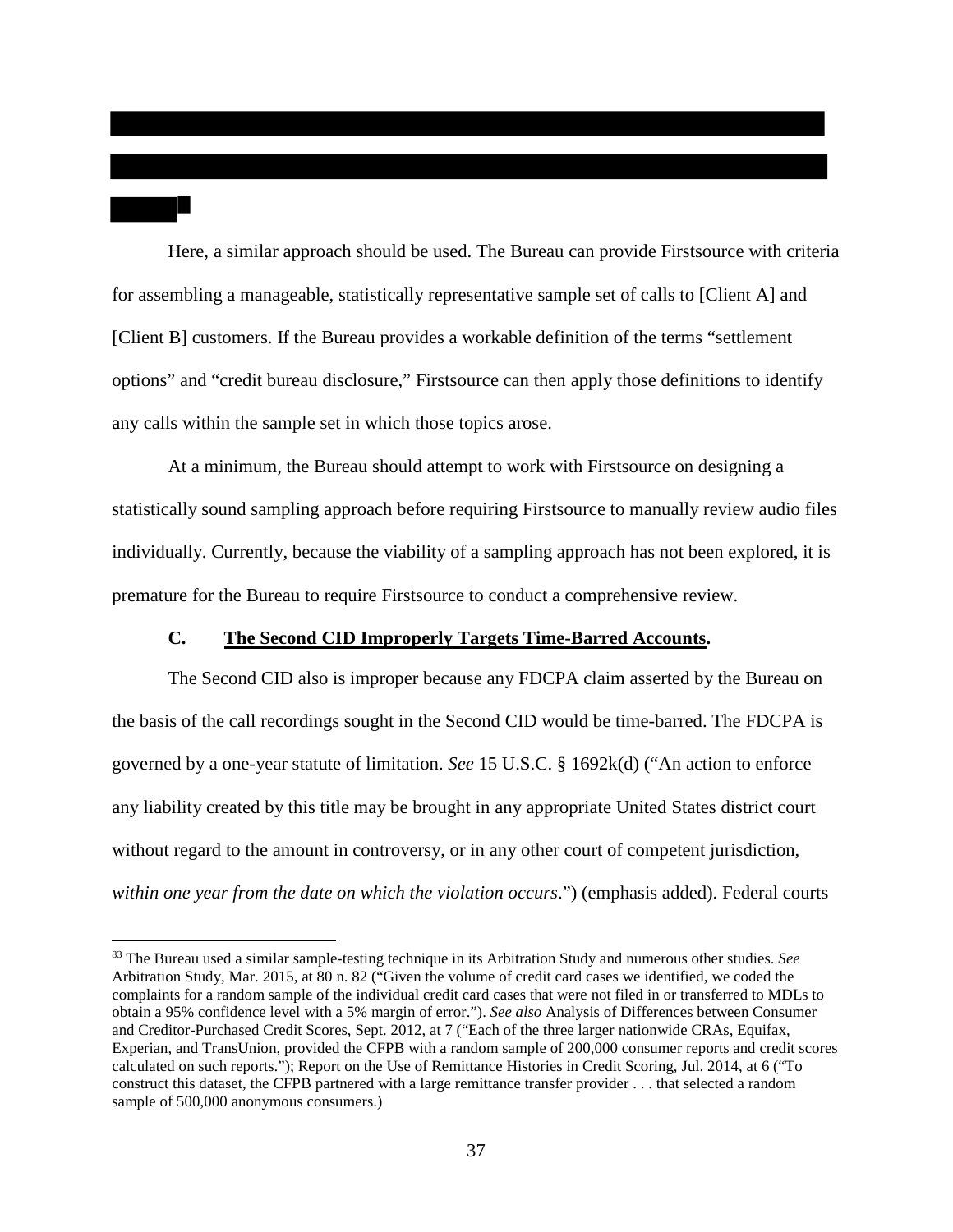Here, a similar approach should be used. The Bureau can provide Firstsource with criteria for assembling a manageable, statistically representative sample set of calls to [Client A] and [Client B] customers. If the Bureau provides a workable definition of the terms "settlement options" and "credit bureau disclosure," Firstsource can then apply those definitions to identify any calls within the sample set in which those topics arose.

At a minimum, the Bureau should attempt to work with Firstsource on designing a statistically sound sampling approach before requiring Firstsource to manually review audio files individually. Currently, because the viability of a sampling approach has not been explored, it is premature for the Bureau to require Firstsource to conduct a comprehensive review.

### C. <u>The Second CID Improperly Targets Time-Barred Accounts</u>.

The Second CID also is improper because any FDCPA claim asserted by the Bureau on the basis of the call recordings sought in the Second CID would be time-barred. The FDCPA is governed by a one-year statute of limitation. *See* 15 U.S.C. § 1692k(d) ("An action to enforce any liability created by this title may be brought in any appropriate United States district court without regard to the amount in controversy, or in any other court of competent jurisdiction, *within one year from the date on which the violation occurs*.") (emphasis added). Federal courts

---

[83] The Bureau used a similar sample-testing technique in its Arbitration Study and numerous other studies. *See* Arbitration Study, Mar. 2015, at 80 n. 82 ("Given the volume of credit card cases we identified, we coded the complaints for a random sample of the individual credit card cases that were not filed in or transferred to MDLs to obtain a 95% confidence level with a 5% margin of error."). *See also* Analysis of Differences between Consumer and Creditor-Purchased Credit Scores, Sept. 2012, at 7 ("Each of the three larger nationwide CRAs, Equifax, Experian, and TransUnion, provided the CFPB with a random sample of 200,000 consumer reports and credit scores calculated on such reports."); Report on the Use of Remittance Histories in Credit Scoring, Jul. 2014, at 6 ("To construct this dataset, the CFPB partnered with a large remittance transfer provider . . . that selected a random sample of 500,000 anonymous consumers.)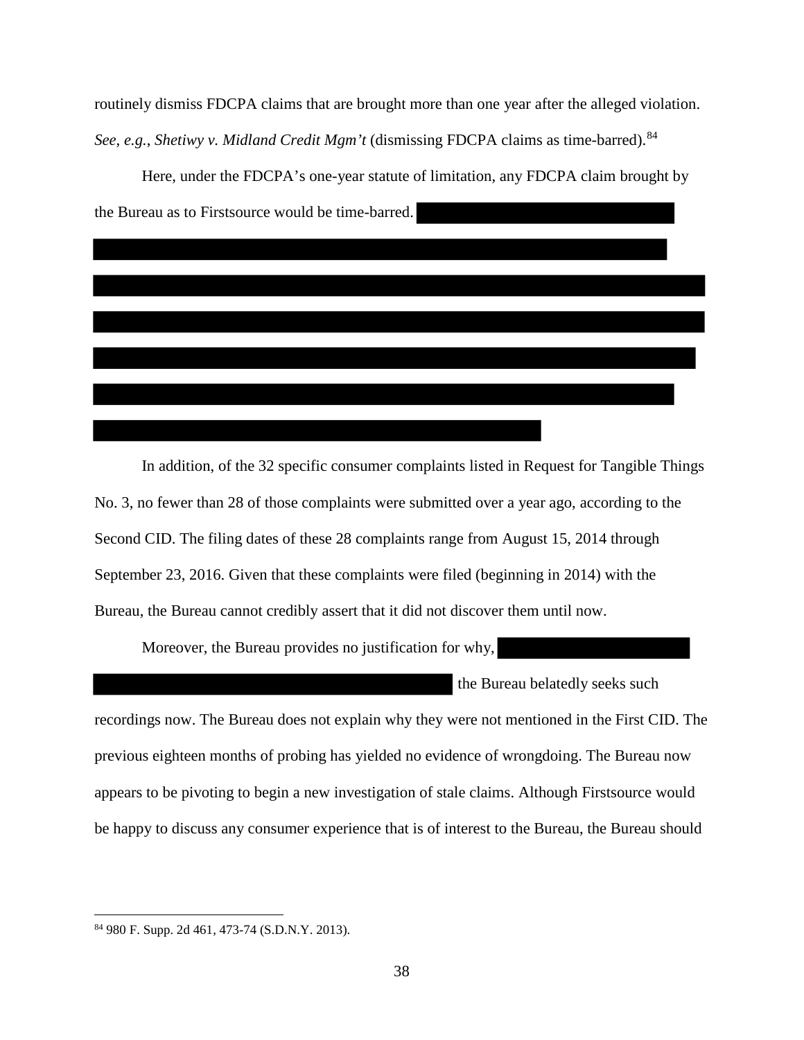routinely dismiss FDCPA claims that are brought more than one year after the alleged violation. *See, e.g.*, *Shetiwy v. Midland Credit Mgm't* (dismissing FDCPA claims as time-barred).[84]

Here, under the FDCPA's one-year statute of limitation, any FDCPA claim brought by the Bureau as to Firstsource would be time-barred.

In addition, of the 32 specific consumer complaints listed in Request for Tangible Things No. 3, no fewer than 28 of those complaints were submitted over a year ago, according to the Second CID. The filing dates of these 28 complaints range from August 15, 2014 through September 23, 2016. Given that these complaints were filed (beginning in 2014) with the Bureau, the Bureau cannot credibly assert that it did not discover them until now.

Moreover, the Bureau provides no justification for why, the Bureau belatedly seeks such recordings now. The Bureau does not explain why they were not mentioned in the First CID. The previous eighteen months of probing has yielded no evidence of wrongdoing. The Bureau now appears to be pivoting to begin a new investigation of stale claims. Although Firstsource would be happy to discuss any consumer experience that is of interest to the Bureau, the Bureau should

[84] 980 F. Supp. 2d 461, 473-74 (S.D.N.Y. 2013).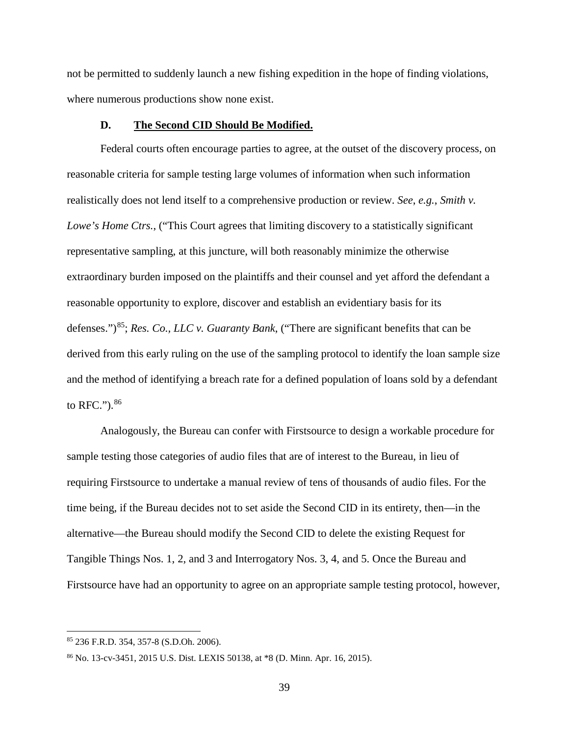not be permitted to suddenly launch a new fishing expedition in the hope of finding violations, where numerous productions show none exist.

### D. The Second CID Should Be Modified.

Federal courts often encourage parties to agree, at the outset of the discovery process, on reasonable criteria for sample testing large volumes of information when such information realistically does not lend itself to a comprehensive production or review. *See*, *e.g.*, *Smith v. Lowe's Home Ctrs.*, ("This Court agrees that limiting discovery to a statistically significant representative sampling, at this juncture, will both reasonably minimize the otherwise extraordinary burden imposed on the plaintiffs and their counsel and yet afford the defendant a reasonable opportunity to explore, discover and establish an evidentiary basis for its defenses.")[85]; *Res. Co., LLC v. Guaranty Bank*, ("There are significant benefits that can be derived from this early ruling on the use of the sampling protocol to identify the loan sample size and the method of identifying a breach rate for a defined population of loans sold by a defendant to RFC.").[86]

Analogously, the Bureau can confer with Firstsource to design a workable procedure for sample testing those categories of audio files that are of interest to the Bureau, in lieu of requiring Firstsource to undertake a manual review of tens of thousands of audio files. For the time being, if the Bureau decides not to set aside the Second CID in its entirety, then—in the alternative—the Bureau should modify the Second CID to delete the existing Request for Tangible Things Nos. 1, 2, and 3 and Interrogatory Nos. 3, 4, and 5. Once the Bureau and Firstsource have had an opportunity to agree on an appropriate sample testing protocol, however,

---

[85] 236 F.R.D. 354, 357-8 (S.D.Oh. 2006).

[86] No. 13-cv-3451, 2015 U.S. Dist. LEXIS 50138, at *8 (D. Minn. Apr. 16, 2015).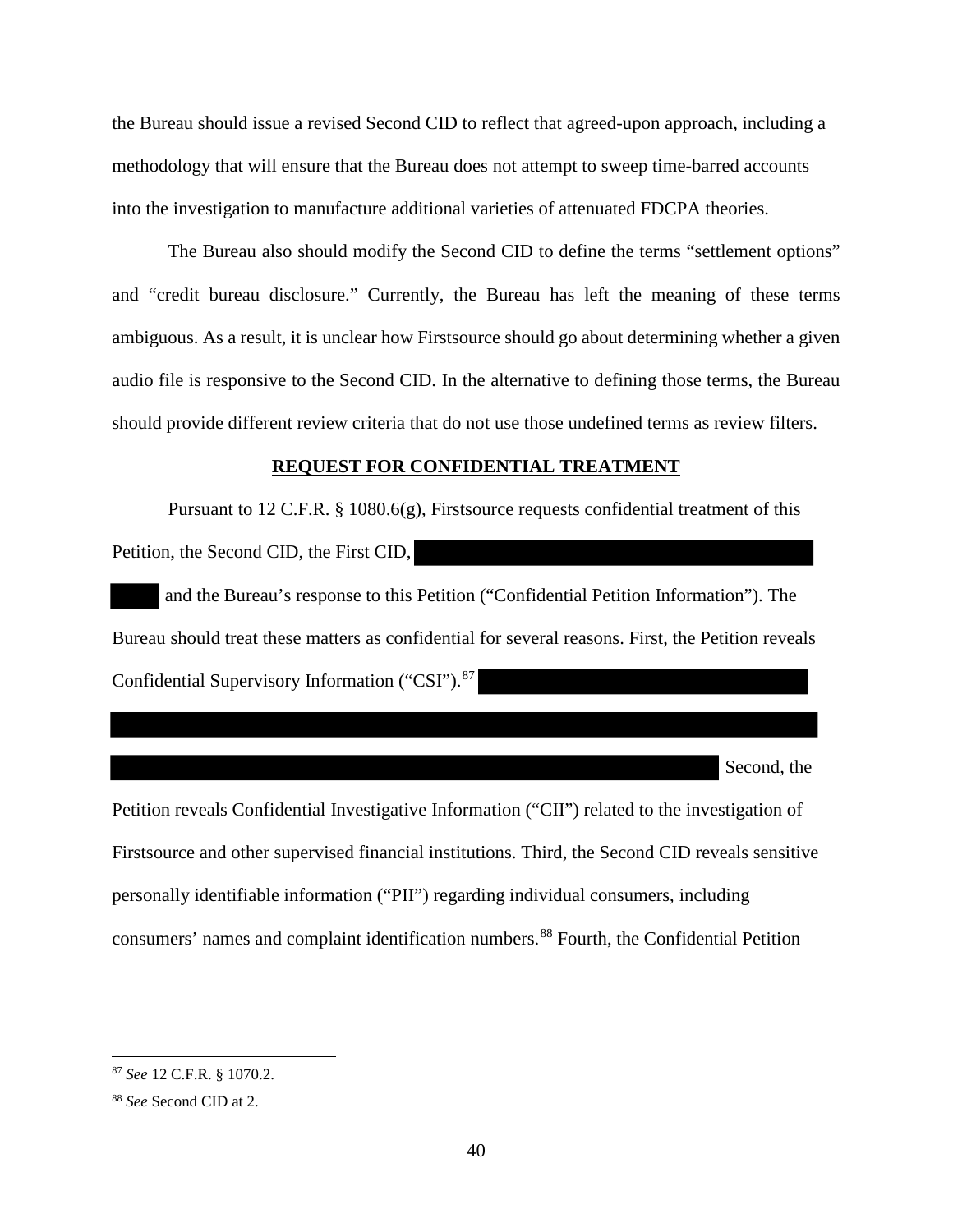the Bureau should issue a revised Second CID to reflect that agreed-upon approach, including a methodology that will ensure that the Bureau does not attempt to sweep time-barred accounts into the investigation to manufacture additional varieties of attenuated FDCPA theories.

The Bureau also should modify the Second CID to define the terms "settlement options" and "credit bureau disclosure." Currently, the Bureau has left the meaning of these terms ambiguous. As a result, it is unclear how Firstsource should go about determining whether a given audio file is responsive to the Second CID. In the alternative to defining those terms, the Bureau should provide different review criteria that do not use those undefined terms as review filters.

## REQUEST FOR CONFIDENTIAL TREATMENT

Pursuant to 12 C.F.R. § 1080.6(g), Firstsource requests confidential treatment of this Petition, the Second CID, the First CID, [REDACTED] and the Bureau's response to this Petition ("Confidential Petition Information"). The Bureau should treat these matters as confidential for several reasons. First, the Petition reveals Confidential Supervisory Information ("CSI").[87] [REDACTED] Second, the Petition reveals Confidential Investigative Information ("CII") related to the investigation of Firstsource and other supervised financial institutions. Third, the Second CID reveals sensitive personally identifiable information ("PII") regarding individual consumers, including consumers' names and complaint identification numbers.[88] Fourth, the Confidential Petition

---

[87] *See* 12 C.F.R. § 1070.2.

[88] *See* Second CID at 2.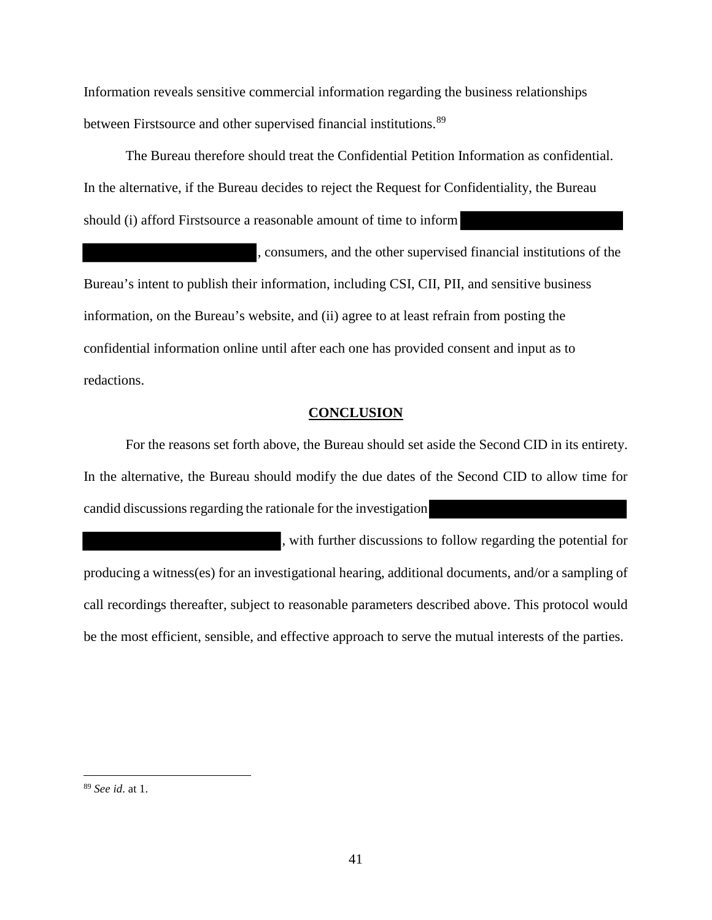Information reveals sensitive commercial information regarding the business relationships between Firstsource and other supervised financial institutions.[89]

The Bureau therefore should treat the Confidential Petition Information as confidential. In the alternative, if the Bureau decides to reject the Request for Confidentiality, the Bureau should (i) afford Firstsource a reasonable amount of time to inform ████████████ ████████████, consumers, and the other supervised financial institutions of the Bureau's intent to publish their information, including CSI, CII, PII, and sensitive business information, on the Bureau's website, and (ii) agree to at least refrain from posting the confidential information online until after each one has provided consent and input as to redactions.

## CONCLUSION

For the reasons set forth above, the Bureau should set aside the Second CID in its entirety. In the alternative, the Bureau should modify the due dates of the Second CID to allow time for candid discussions regarding the rationale for the investigation ████████████ ████████████, with further discussions to follow regarding the potential for producing a witness(es) for an investigational hearing, additional documents, and/or a sampling of call recordings thereafter, subject to reasonable parameters described above. This protocol would be the most efficient, sensible, and effective approach to serve the mutual interests of the parties.

---

[89] *See id*. at 1.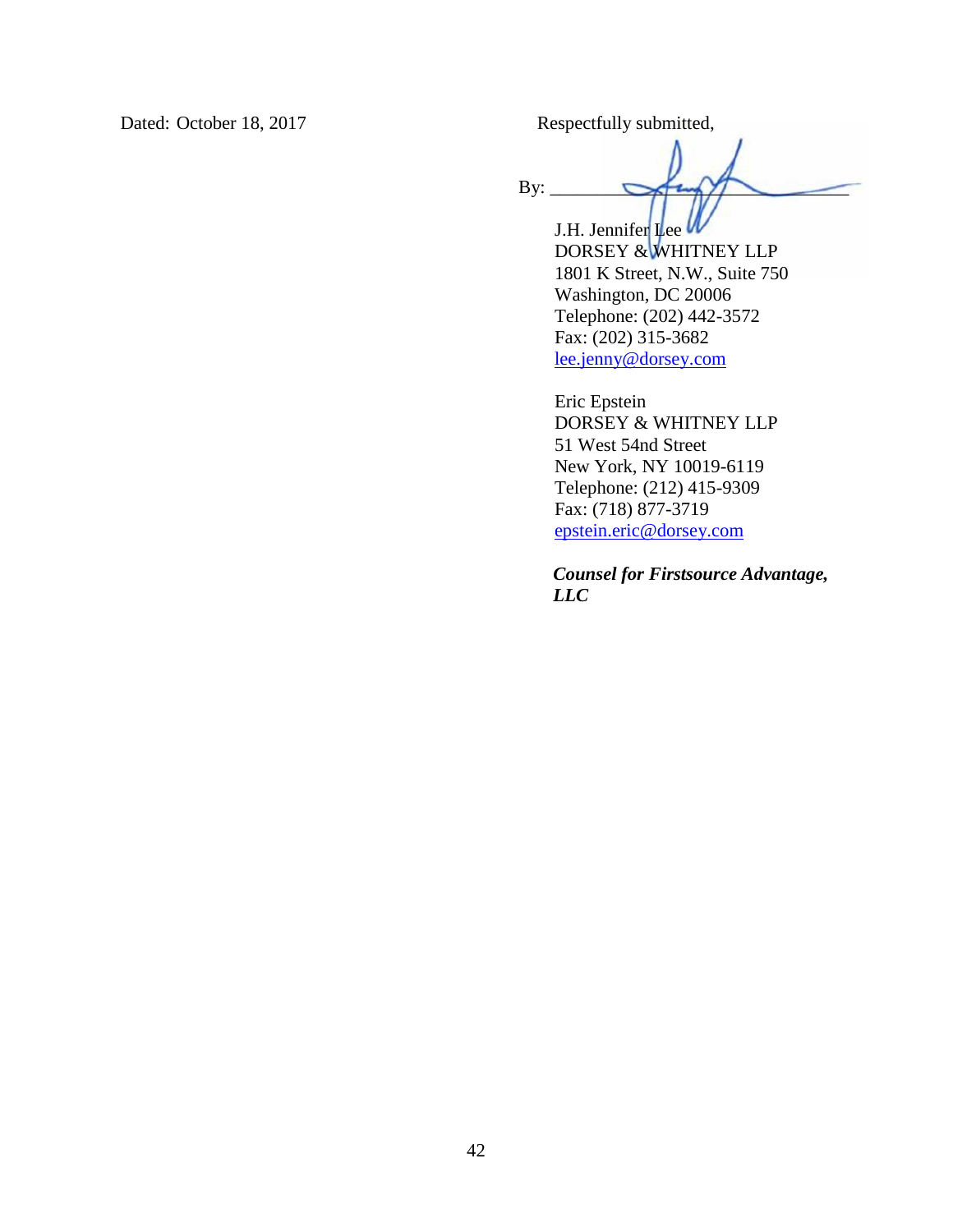Dated: October 18, 2017

Respectfully submitted,

By: ______________________________

J.H. Jennifer Lee
DORSEY & WHITNEY LLP
1801 K Street, N.W., Suite 750
Washington, DC 20006
Telephone: (202) 442-3572
Fax: (202) 315-3682
lee.jenny@dorsey.com

Eric Epstein
DORSEY & WHITNEY LLP
51 West 54nd Street
New York, NY 10019-6119
Telephone: (212) 415-9309
Fax: (718) 877-3719
epstein.eric@dorsey.com

***Counsel for Firstsource Advantage, LLC***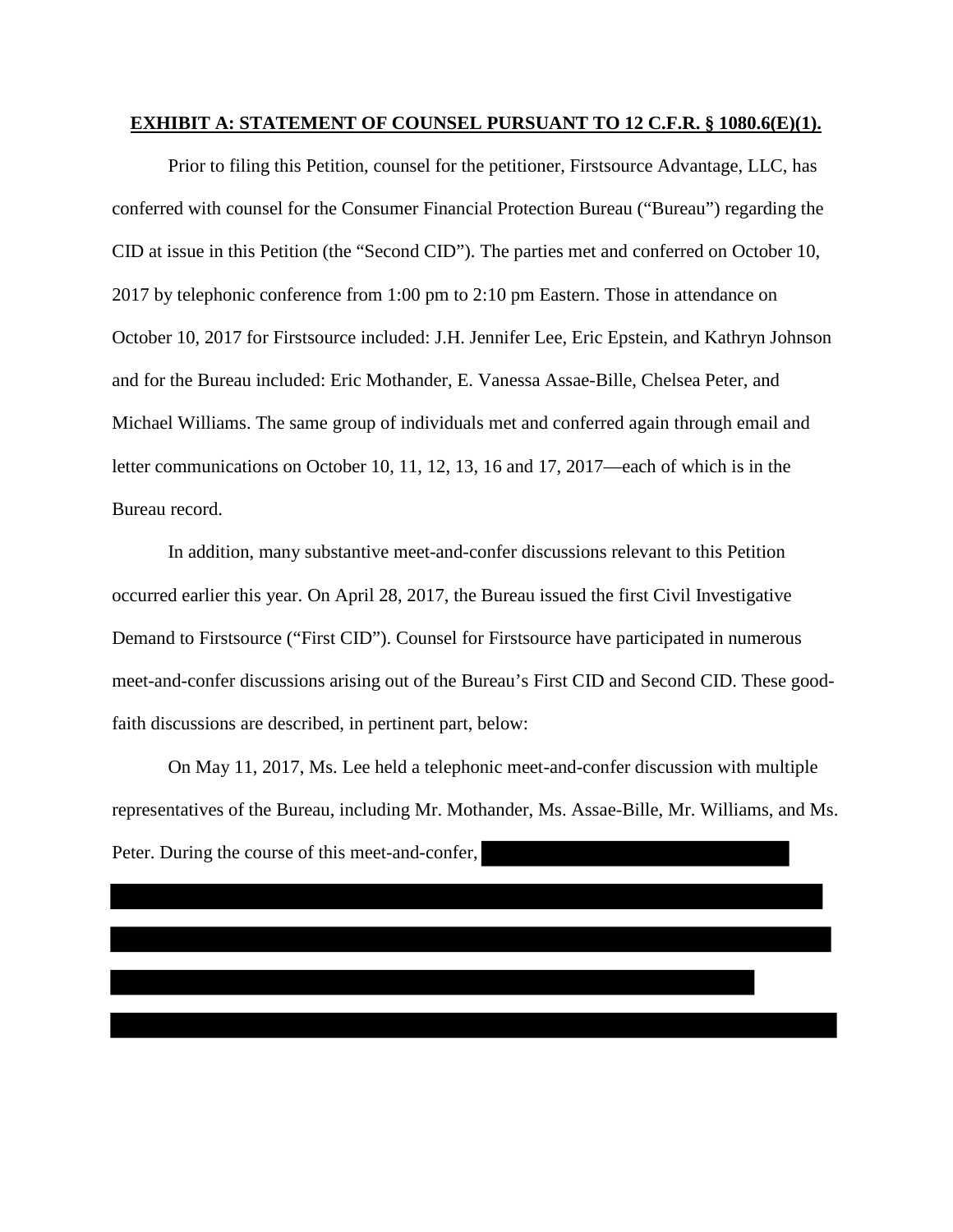**EXHIBIT A: STATEMENT OF COUNSEL PURSUANT TO 12 C.F.R. § 1080.6(E)(1).**

Prior to filing this Petition, counsel for the petitioner, Firstsource Advantage, LLC, has conferred with counsel for the Consumer Financial Protection Bureau ("Bureau") regarding the CID at issue in this Petition (the "Second CID"). The parties met and conferred on October 10, 2017 by telephonic conference from 1:00 pm to 2:10 pm Eastern. Those in attendance on October 10, 2017 for Firstsource included: J.H. Jennifer Lee, Eric Epstein, and Kathryn Johnson and for the Bureau included: Eric Mothander, E. Vanessa Assae-Bille, Chelsea Peter, and Michael Williams. The same group of individuals met and conferred again through email and letter communications on October 10, 11, 12, 13, 16 and 17, 2017—each of which is in the Bureau record.

In addition, many substantive meet-and-confer discussions relevant to this Petition occurred earlier this year. On April 28, 2017, the Bureau issued the first Civil Investigative Demand to Firstsource ("First CID"). Counsel for Firstsource have participated in numerous meet-and-confer discussions arising out of the Bureau's First CID and Second CID. These good-faith discussions are described, in pertinent part, below:

On May 11, 2017, Ms. Lee held a telephonic meet-and-confer discussion with multiple representatives of the Bureau, including Mr. Mothander, Ms. Assae-Bille, Mr. Williams, and Ms. Peter. During the course of this meet-and-confer,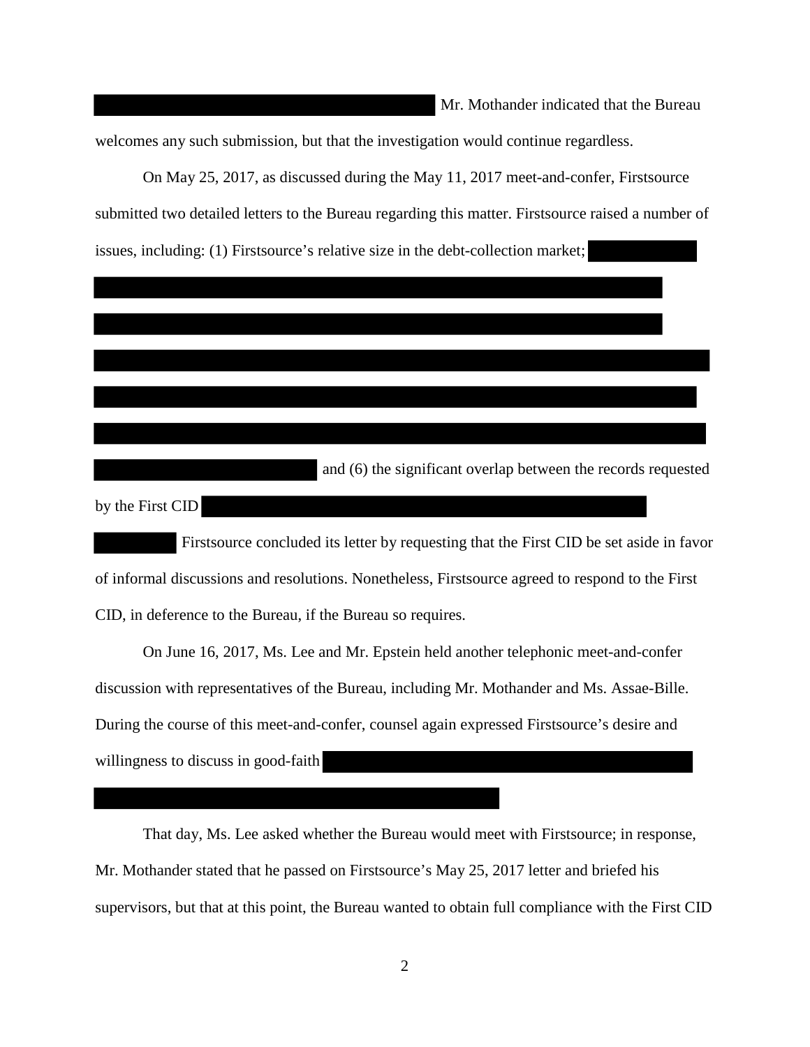Mr. Mothander indicated that the Bureau welcomes any such submission, but that the investigation would continue regardless.

On May 25, 2017, as discussed during the May 11, 2017 meet-and-confer, Firstsource submitted two detailed letters to the Bureau regarding this matter. Firstsource raised a number of issues, including: (1) Firstsource's relative size in the debt-collection market; and (6) the significant overlap between the records requested by the First CID Firstsource concluded its letter by requesting that the First CID be set aside in favor of informal discussions and resolutions. Nonetheless, Firstsource agreed to respond to the First CID, in deference to the Bureau, if the Bureau so requires.

On June 16, 2017, Ms. Lee and Mr. Epstein held another telephonic meet-and-confer discussion with representatives of the Bureau, including Mr. Mothander and Ms. Assae-Bille. During the course of this meet-and-confer, counsel again expressed Firstsource's desire and willingness to discuss in good-faith

That day, Ms. Lee asked whether the Bureau would meet with Firstsource; in response, Mr. Mothander stated that he passed on Firstsource's May 25, 2017 letter and briefed his supervisors, but that at this point, the Bureau wanted to obtain full compliance with the First CID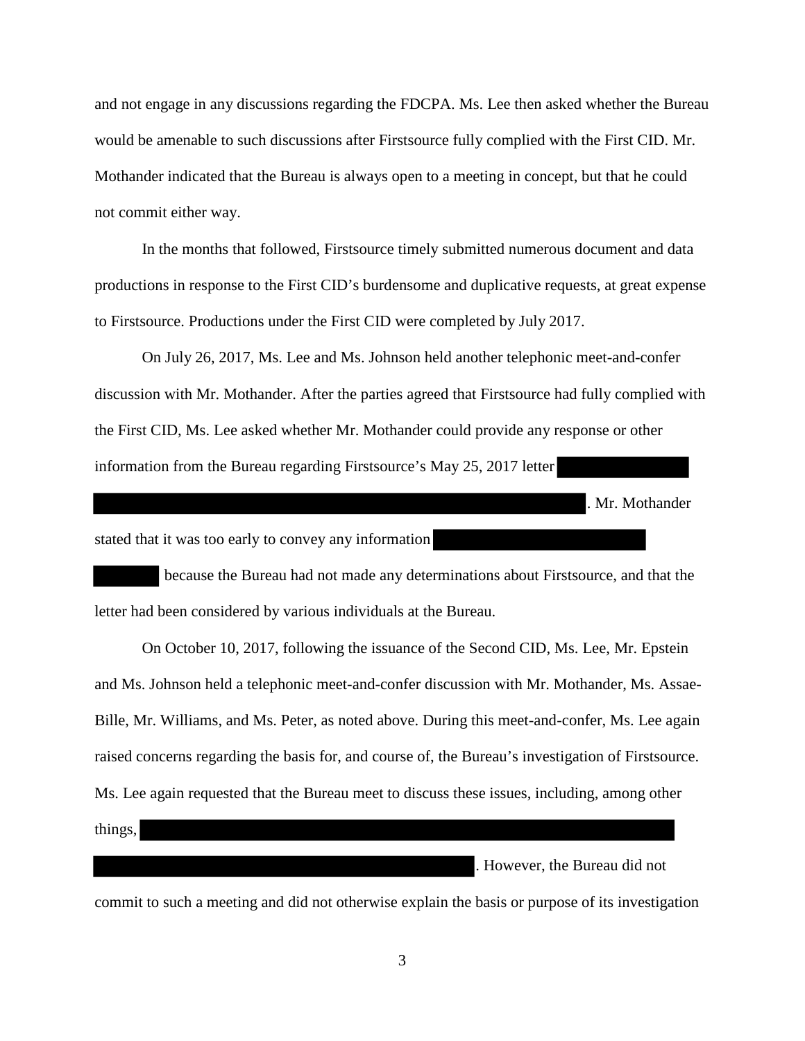and not engage in any discussions regarding the FDCPA. Ms. Lee then asked whether the Bureau would be amenable to such discussions after Firstsource fully complied with the First CID. Mr. Mothander indicated that the Bureau is always open to a meeting in concept, but that he could not commit either way.

In the months that followed, Firstsource timely submitted numerous document and data productions in response to the First CID's burdensome and duplicative requests, at great expense to Firstsource. Productions under the First CID were completed by July 2017.

On July 26, 2017, Ms. Lee and Ms. Johnson held another telephonic meet-and-confer discussion with Mr. Mothander. After the parties agreed that Firstsource had fully complied with the First CID, Ms. Lee asked whether Mr. Mothander could provide any response or other information from the Bureau regarding Firstsource's May 25, 2017 letter [REDACTED]. Mr. Mothander stated that it was too early to convey any information [REDACTED] because the Bureau had not made any determinations about Firstsource, and that the letter had been considered by various individuals at the Bureau.

On October 10, 2017, following the issuance of the Second CID, Ms. Lee, Mr. Epstein and Ms. Johnson held a telephonic meet-and-confer discussion with Mr. Mothander, Ms. Assae-Bille, Mr. Williams, and Ms. Peter, as noted above. During this meet-and-confer, Ms. Lee again raised concerns regarding the basis for, and course of, the Bureau's investigation of Firstsource. Ms. Lee again requested that the Bureau meet to discuss these issues, including, among other things, [REDACTED]. However, the Bureau did not commit to such a meeting and did not otherwise explain the basis or purpose of its investigation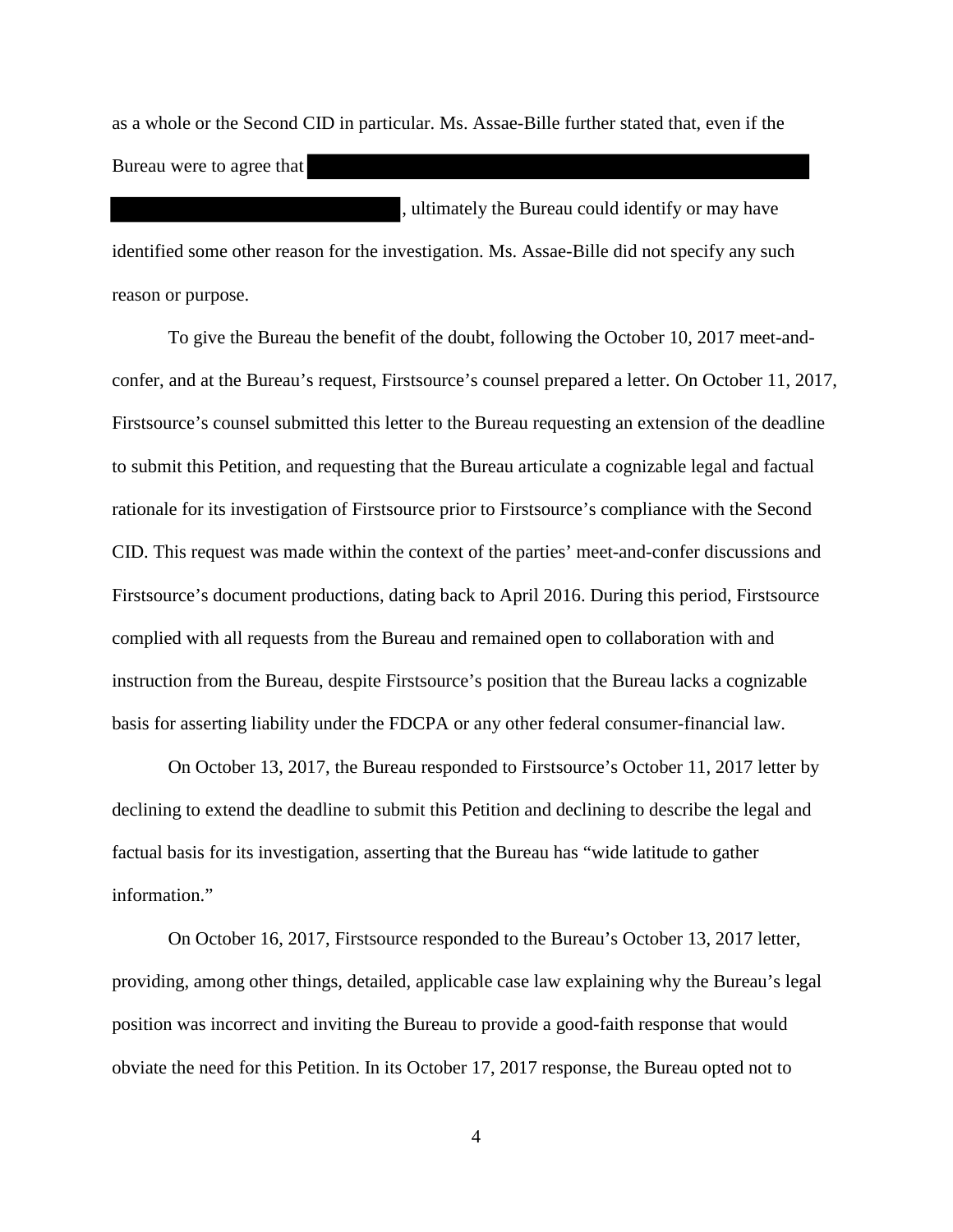as a whole or the Second CID in particular. Ms. Assae-Bille further stated that, even if the Bureau were to agree that [REDACTED], ultimately the Bureau could identify or may have identified some other reason for the investigation. Ms. Assae-Bille did not specify any such reason or purpose.

To give the Bureau the benefit of the doubt, following the October 10, 2017 meet-and-confer, and at the Bureau's request, Firstsource's counsel prepared a letter. On October 11, 2017, Firstsource's counsel submitted this letter to the Bureau requesting an extension of the deadline to submit this Petition, and requesting that the Bureau articulate a cognizable legal and factual rationale for its investigation of Firstsource prior to Firstsource's compliance with the Second CID. This request was made within the context of the parties' meet-and-confer discussions and Firstsource's document productions, dating back to April 2016. During this period, Firstsource complied with all requests from the Bureau and remained open to collaboration with and instruction from the Bureau, despite Firstsource's position that the Bureau lacks a cognizable basis for asserting liability under the FDCPA or any other federal consumer-financial law.

On October 13, 2017, the Bureau responded to Firstsource's October 11, 2017 letter by declining to extend the deadline to submit this Petition and declining to describe the legal and factual basis for its investigation, asserting that the Bureau has "wide latitude to gather information."

On October 16, 2017, Firstsource responded to the Bureau's October 13, 2017 letter, providing, among other things, detailed, applicable case law explaining why the Bureau's legal position was incorrect and inviting the Bureau to provide a good-faith response that would obviate the need for this Petition. In its October 17, 2017 response, the Bureau opted not to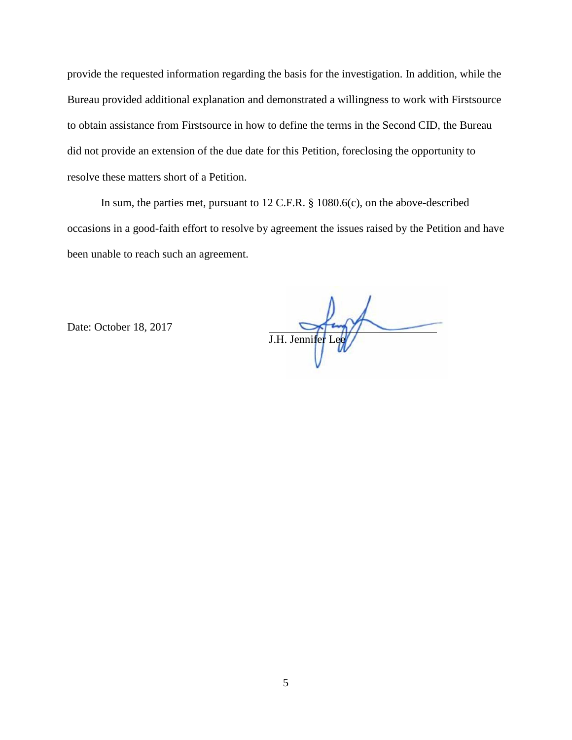provide the requested information regarding the basis for the investigation. In addition, while the Bureau provided additional explanation and demonstrated a willingness to work with Firstsource to obtain assistance from Firstsource in how to define the terms in the Second CID, the Bureau did not provide an extension of the due date for this Petition, foreclosing the opportunity to resolve these matters short of a Petition.

In sum, the parties met, pursuant to 12 C.F.R. § 1080.6(c), on the above-described occasions in a good-faith effort to resolve by agreement the issues raised by the Petition and have been unable to reach such an agreement.

Date: October 18, 2017

J.H. Jennifer Lee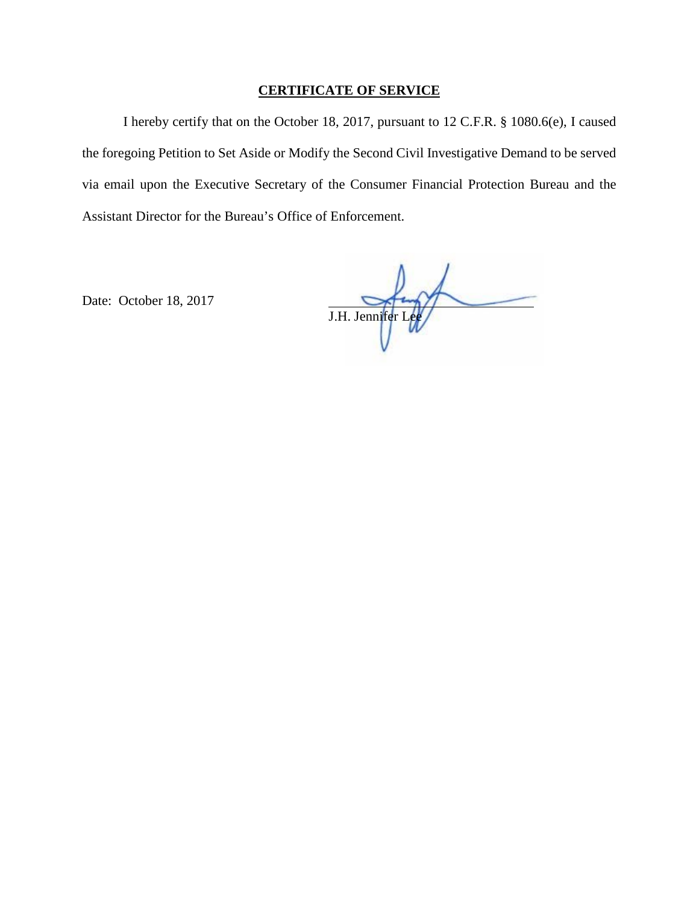## **CERTIFICATE OF SERVICE**

I hereby certify that on the October 18, 2017, pursuant to 12 C.F.R. § 1080.6(e), I caused the foregoing Petition to Set Aside or Modify the Second Civil Investigative Demand to be served via email upon the Executive Secretary of the Consumer Financial Protection Bureau and the Assistant Director for the Bureau's Office of Enforcement.

Date: October 18, 2017

J.H. Jennifer Lee